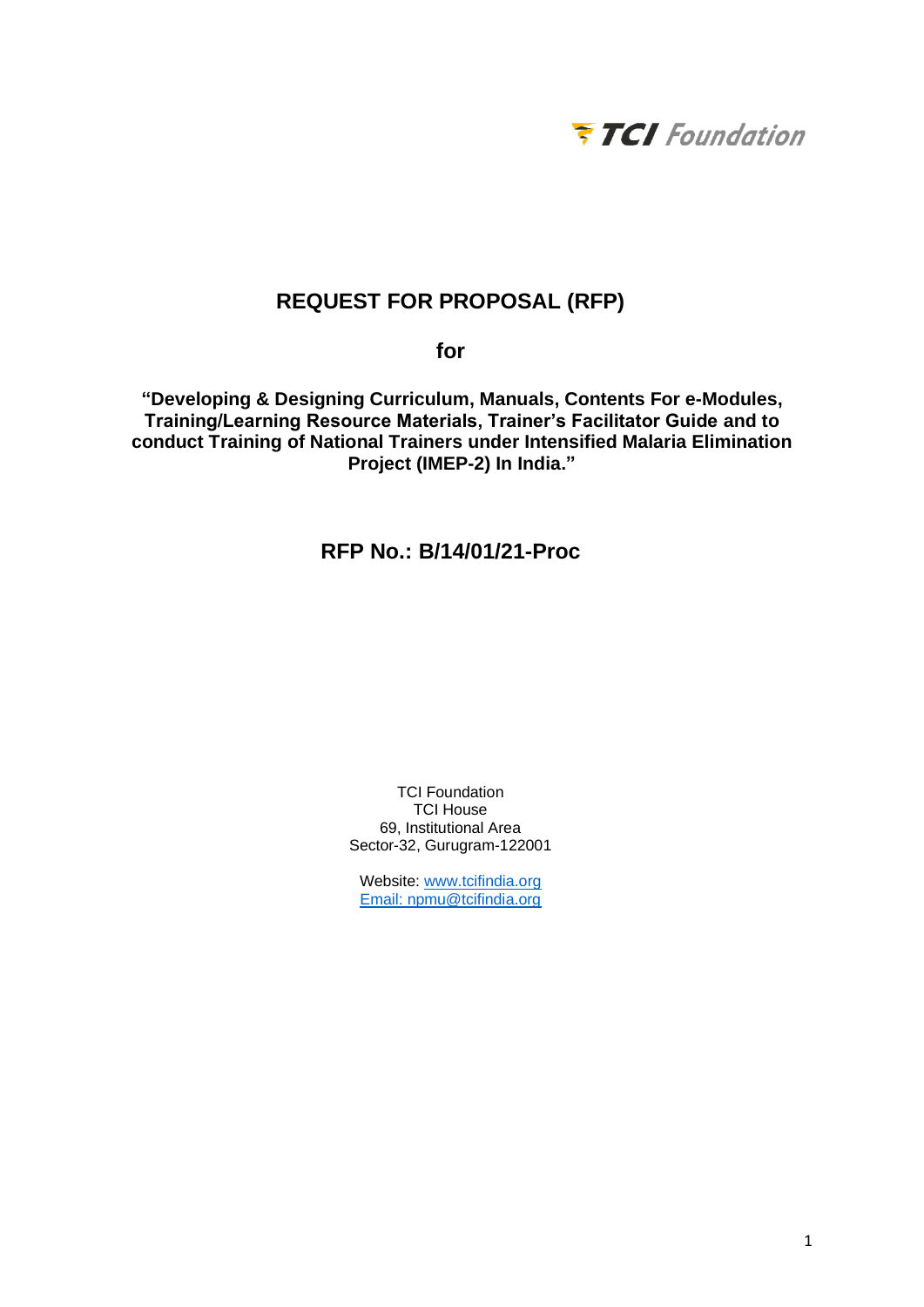TCI Foundation

# REQUEST FOR PROPOSAL (RFP)

**for**

**"Developing & Designing Curriculum, Manuals, Contents For e-Modules, Training/Learning Resource Materials, Trainer's Facilitator Guide and to conduct Training of National Trainers under Intensified Malaria Elimination Project (IMEP-2) In India."**

## RFP No.: B/14/01/21-Proc

TCI Foundation
TCI House
69, Institutional Area
Sector-32, Gurugram-122001

Website: www.tcifindia.org
Email: npmu@tcifindia.org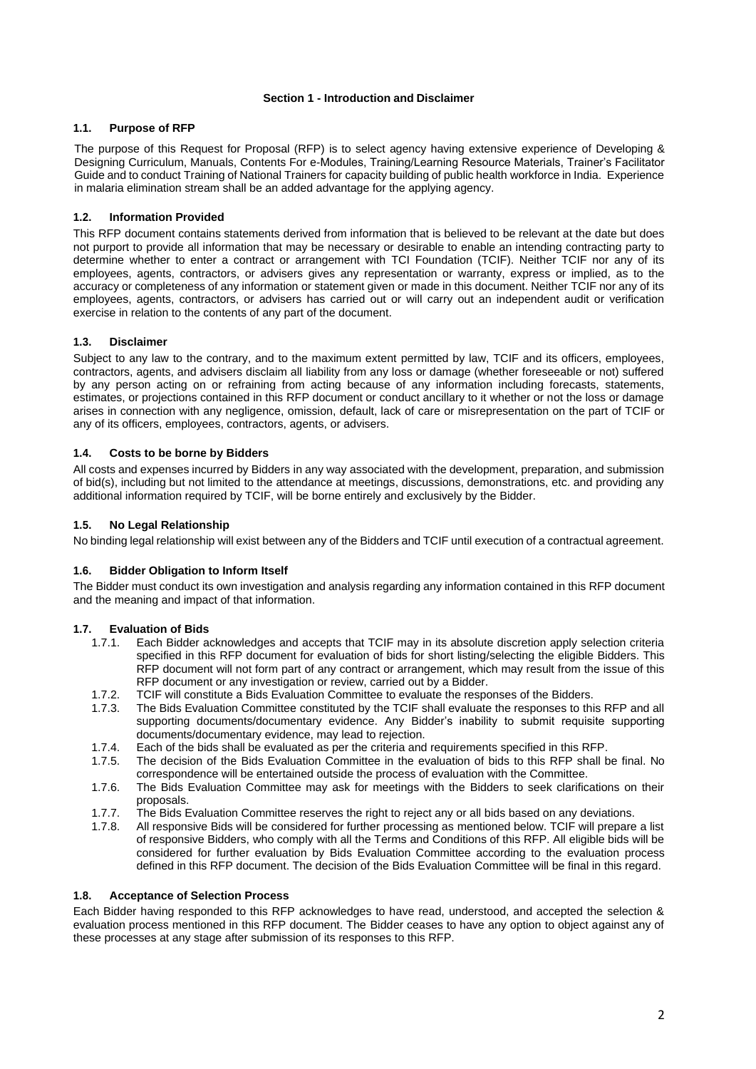# Section 1 - Introduction and Disclaimer

## 1.1. Purpose of RFP

The purpose of this Request for Proposal (RFP) is to select agency having extensive experience of Developing & Designing Curriculum, Manuals, Contents For e-Modules, Training/Learning Resource Materials, Trainer's Facilitator Guide and to conduct Training of National Trainers for capacity building of public health workforce in India. Experience in malaria elimination stream shall be an added advantage for the applying agency.

## 1.2. Information Provided

This RFP document contains statements derived from information that is believed to be relevant at the date but does not purport to provide all information that may be necessary or desirable to enable an intending contracting party to determine whether to enter a contract or arrangement with TCI Foundation (TCIF). Neither TCIF nor any of its employees, agents, contractors, or advisers gives any representation or warranty, express or implied, as to the accuracy or completeness of any information or statement given or made in this document. Neither TCIF nor any of its employees, agents, contractors, or advisers has carried out or will carry out an independent audit or verification exercise in relation to the contents of any part of the document.

## 1.3. Disclaimer

Subject to any law to the contrary, and to the maximum extent permitted by law, TCIF and its officers, employees, contractors, agents, and advisers disclaim all liability from any loss or damage (whether foreseeable or not) suffered by any person acting on or refraining from acting because of any information including forecasts, statements, estimates, or projections contained in this RFP document or conduct ancillary to it whether or not the loss or damage arises in connection with any negligence, omission, default, lack of care or misrepresentation on the part of TCIF or any of its officers, employees, contractors, agents, or advisers.

## 1.4. Costs to be borne by Bidders

All costs and expenses incurred by Bidders in any way associated with the development, preparation, and submission of bid(s), including but not limited to the attendance at meetings, discussions, demonstrations, etc. and providing any additional information required by TCIF, will be borne entirely and exclusively by the Bidder.

## 1.5. No Legal Relationship

No binding legal relationship will exist between any of the Bidders and TCIF until execution of a contractual agreement.

## 1.6. Bidder Obligation to Inform Itself

The Bidder must conduct its own investigation and analysis regarding any information contained in this RFP document and the meaning and impact of that information.

## 1.7. Evaluation of Bids

1.7.1. Each Bidder acknowledges and accepts that TCIF may in its absolute discretion apply selection criteria specified in this RFP document for evaluation of bids for short listing/selecting the eligible Bidders. This RFP document will not form part of any contract or arrangement, which may result from the issue of this RFP document or any investigation or review, carried out by a Bidder.

1.7.2. TCIF will constitute a Bids Evaluation Committee to evaluate the responses of the Bidders.

1.7.3. The Bids Evaluation Committee constituted by the TCIF shall evaluate the responses to this RFP and all supporting documents/documentary evidence. Any Bidder's inability to submit requisite supporting documents/documentary evidence, may lead to rejection.

1.7.4. Each of the bids shall be evaluated as per the criteria and requirements specified in this RFP.

1.7.5. The decision of the Bids Evaluation Committee in the evaluation of bids to this RFP shall be final. No correspondence will be entertained outside the process of evaluation with the Committee.

1.7.6. The Bids Evaluation Committee may ask for meetings with the Bidders to seek clarifications on their proposals.

1.7.7. The Bids Evaluation Committee reserves the right to reject any or all bids based on any deviations.

1.7.8. All responsive Bids will be considered for further processing as mentioned below. TCIF will prepare a list of responsive Bidders, who comply with all the Terms and Conditions of this RFP. All eligible bids will be considered for further evaluation by Bids Evaluation Committee according to the evaluation process defined in this RFP document. The decision of the Bids Evaluation Committee will be final in this regard.

## 1.8. Acceptance of Selection Process

Each Bidder having responded to this RFP acknowledges to have read, understood, and accepted the selection & evaluation process mentioned in this RFP document. The Bidder ceases to have any option to object against any of these processes at any stage after submission of its responses to this RFP.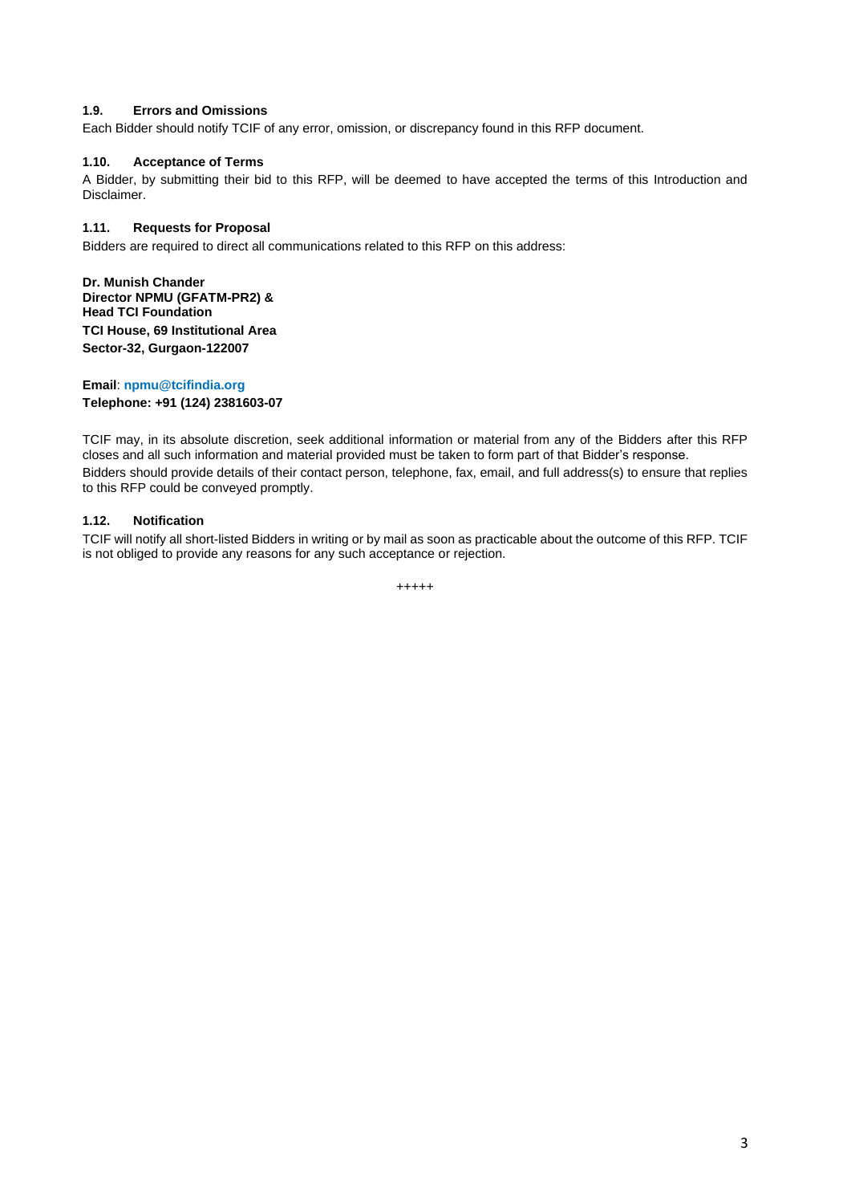### 1.9. Errors and Omissions

Each Bidder should notify TCIF of any error, omission, or discrepancy found in this RFP document.

### 1.10. Acceptance of Terms

A Bidder, by submitting their bid to this RFP, will be deemed to have accepted the terms of this Introduction and Disclaimer.

### 1.11. Requests for Proposal

Bidders are required to direct all communications related to this RFP on this address:

**Dr. Munish Chander**
**Director NPMU (GFATM-PR2) &**
**Head TCI Foundation**
**TCI House, 69 Institutional Area**
**Sector-32, Gurgaon-122007**

**Email**: **npmu@tcifindia.org**
**Telephone: +91 (124) 2381603-07**

TCIF may, in its absolute discretion, seek additional information or material from any of the Bidders after this RFP closes and all such information and material provided must be taken to form part of that Bidder's response.

Bidders should provide details of their contact person, telephone, fax, email, and full address(s) to ensure that replies to this RFP could be conveyed promptly.

### 1.12. Notification

TCIF will notify all short-listed Bidders in writing or by mail as soon as practicable about the outcome of this RFP. TCIF is not obliged to provide any reasons for any such acceptance or rejection.

+++++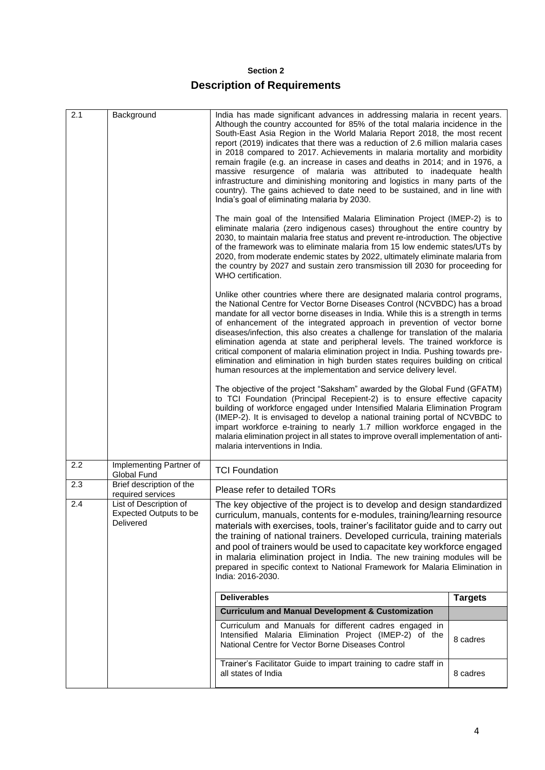**Section 2**

## Description of Requirements

| | | |
|---|---|---|
| 2.1 | Background | India has made significant advances in addressing malaria in recent years. Although the country accounted for 85% of the total malaria incidence in the South-East Asia Region in the World Malaria Report 2018, the most recent report (2019) indicates that there was a reduction of 2.6 million malaria cases in 2018 compared to 2017. Achievements in malaria mortality and morbidity remain fragile (e.g. an increase in cases and deaths in 2014; and in 1976, a massive resurgence of malaria was attributed to inadequate health infrastructure and diminishing monitoring and logistics in many parts of the country). The gains achieved to date need to be sustained, and in line with India's goal of eliminating malaria by 2030.<br><br>The main goal of the Intensified Malaria Elimination Project (IMEP-2) is to eliminate malaria (zero indigenous cases) throughout the entire country by 2030, to maintain malaria free status and prevent re-introduction. The objective of the framework was to eliminate malaria from 15 low endemic states/UTs by 2020, from moderate endemic states by 2022, ultimately eliminate malaria from the country by 2027 and sustain zero transmission till 2030 for proceeding for WHO certification.<br><br>Unlike other countries where there are designated malaria control programs, the National Centre for Vector Borne Diseases Control (NCVBDC) has a broad mandate for all vector borne diseases in India. While this is a strength in terms of enhancement of the integrated approach in prevention of vector borne diseases/infection, this also creates a challenge for translation of the malaria elimination agenda at state and peripheral levels. The trained workforce is critical component of malaria elimination project in India. Pushing towards pre-elimination and elimination in high burden states requires building on critical human resources at the implementation and service delivery level.<br><br>The objective of the project "Saksham" awarded by the Global Fund (GFATM) to TCI Foundation (Principal Recepient-2) is to ensure effective capacity building of workforce engaged under Intensified Malaria Elimination Program (IMEP-2). It is envisaged to develop a national training portal of NCVBDC to impart workforce e-training to nearly 1.7 million workforce engaged in the malaria elimination project in all states to improve overall implementation of anti-malaria interventions in India. |
| 2.2 | Implementing Partner of Global Fund | TCI Foundation |
| 2.3 | Brief description of the required services | Please refer to detailed TORs |
| 2.4 | List of Description of Expected Outputs to be Delivered | The key objective of the project is to develop and design standardized curriculum, manuals, contents for e-modules, training/learning resource materials with exercises, tools, trainer's facilitator guide and to carry out the training of national trainers. Developed curricula, training materials and pool of trainers would be used to capacitate key workforce engaged in malaria elimination project in India. The new training modules will be prepared in specific context to National Framework for Malaria Elimination in India: 2016-2030. |

| Deliverables | Targets |
|---|---|
| **Curriculum and Manual Development & Customization** | |
| Curriculum and Manuals for different cadres engaged in Intensified Malaria Elimination Project (IMEP-2) of the National Centre for Vector Borne Diseases Control | 8 cadres |
| Trainer's Facilitator Guide to impart training to cadre staff in all states of India | 8 cadres |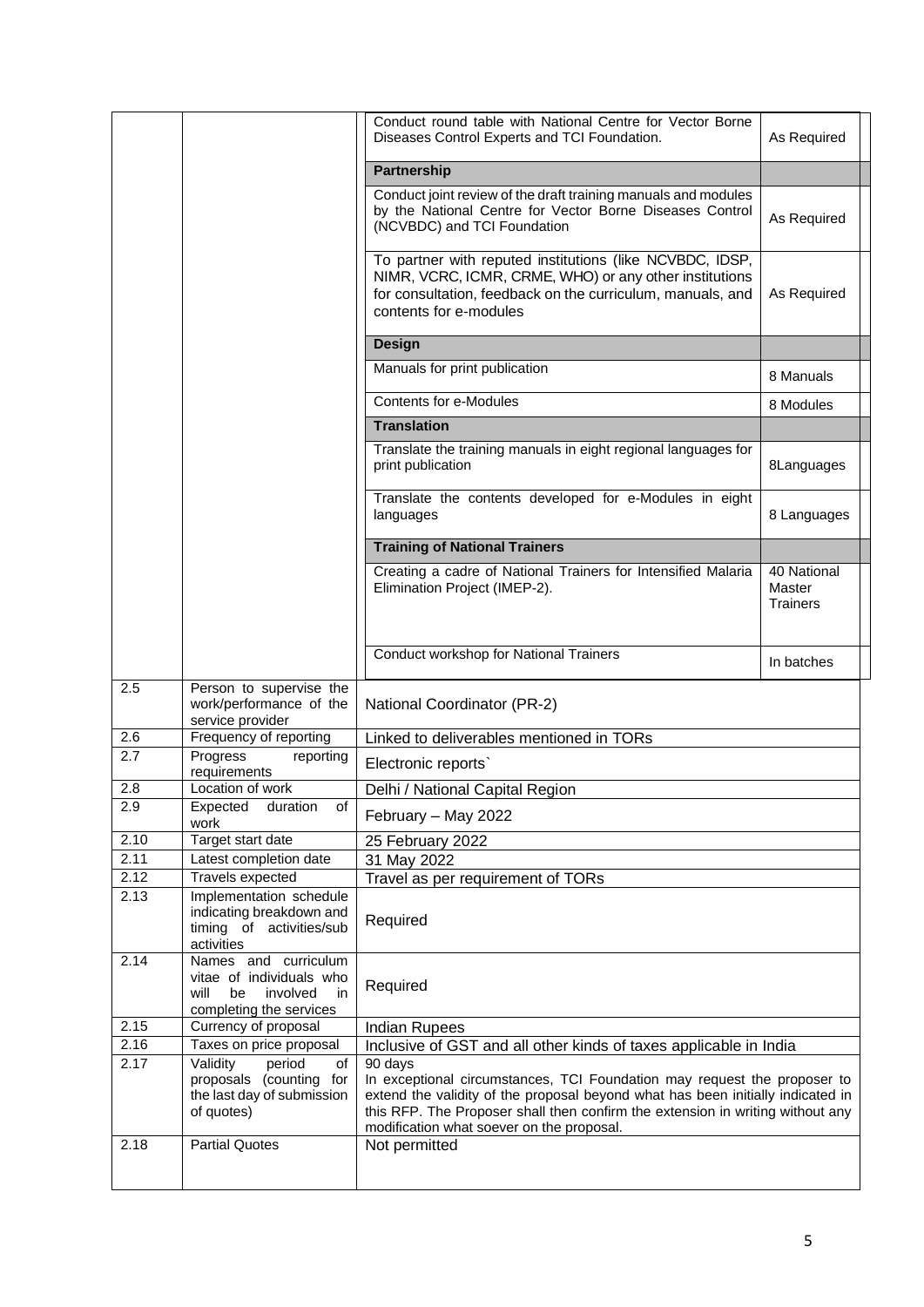| | | | |
|---|---|---|---|
| | | Conduct round table with National Centre for Vector Borne Diseases Control Experts and TCI Foundation. | As Required |
| | | **Partnership** | |
| | | Conduct joint review of the draft training manuals and modules by the National Centre for Vector Borne Diseases Control (NCVBDC) and TCI Foundation | As Required |
| | | To partner with reputed institutions (like NCVBDC, IDSP, NIMR, VCRC, ICMR, CRME, WHO) or any other institutions for consultation, feedback on the curriculum, manuals, and contents for e-modules | As Required |
| | | **Design** | |
| | | Manuals for print publication | 8 Manuals |
| | | Contents for e-Modules | 8 Modules |
| | | **Translation** | |
| | | Translate the training manuals in eight regional languages for print publication | 8Languages |
| | | Translate the contents developed for e-Modules in eight languages | 8 Languages |
| | | **Training of National Trainers** | |
| | | Creating a cadre of National Trainers for Intensified Malaria Elimination Project (IMEP-2). | 40 National Master Trainers |
| | | Conduct workshop for National Trainers | In batches |
| 2.5 | Person to supervise the work/performance of the service provider | National Coordinator (PR-2) | |
| 2.6 | Frequency of reporting | Linked to deliverables mentioned in TORs | |
| 2.7 | Progress reporting requirements | Electronic reports` | |
| 2.8 | Location of work | Delhi / National Capital Region | |
| 2.9 | Expected duration of work | February – May 2022 | |
| 2.10 | Target start date | 25 February 2022 | |
| 2.11 | Latest completion date | 31 May 2022 | |
| 2.12 | Travels expected | Travel as per requirement of TORs | |
| 2.13 | Implementation schedule indicating breakdown and timing of activities/sub activities | Required | |
| 2.14 | Names and curriculum vitae of individuals who will be involved in completing the services | Required | |
| 2.15 | Currency of proposal | Indian Rupees | |
| 2.16 | Taxes on price proposal | Inclusive of GST and all other kinds of taxes applicable in India | |
| 2.17 | Validity period of proposals (counting for the last day of submission of quotes) | 90 days<br>In exceptional circumstances, TCI Foundation may request the proposer to extend the validity of the proposal beyond what has been initially indicated in this RFP. The Proposer shall then confirm the extension in writing without any modification what soever on the proposal. | |
| 2.18 | Partial Quotes | Not permitted | |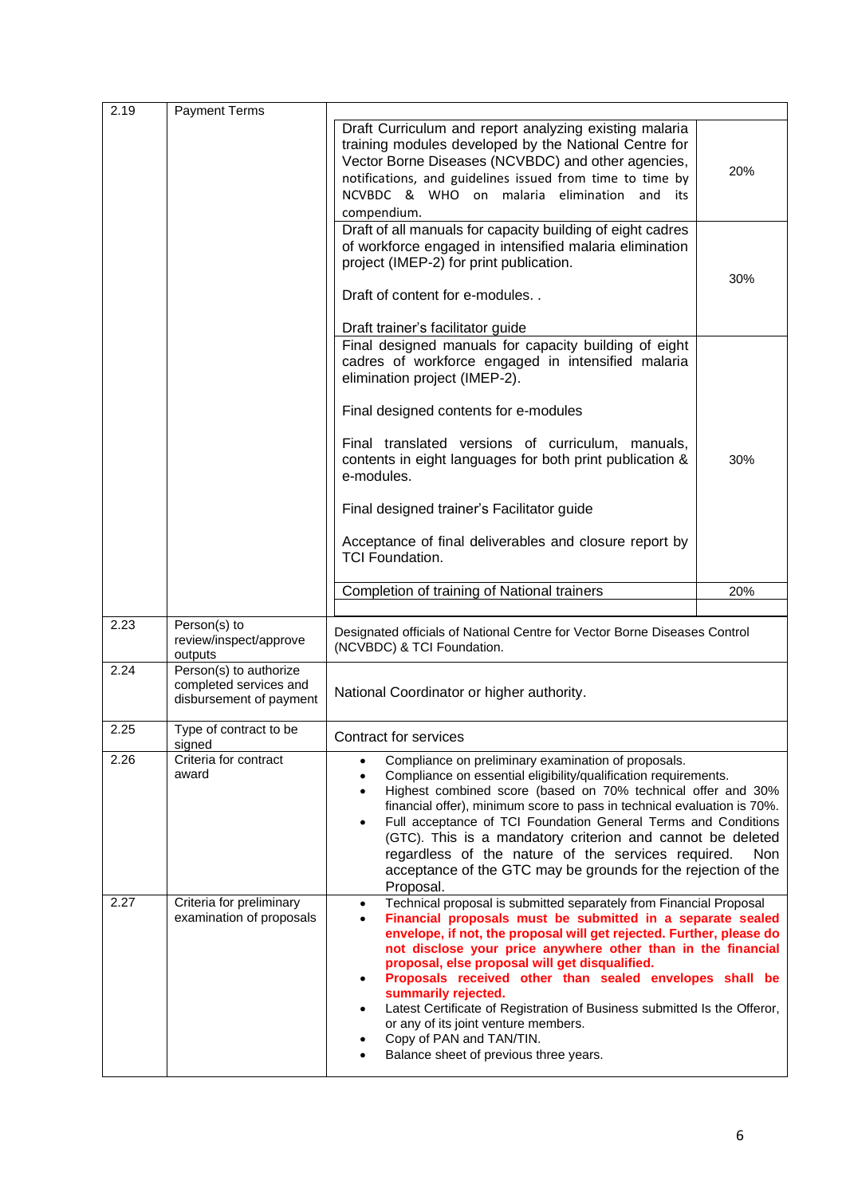| | | |
|---|---|---|
| 2.19 | Payment Terms | <table><tr><td>Draft Curriculum and report analyzing existing malaria training modules developed by the National Centre for Vector Borne Diseases (NCVBDC) and other agencies, notifications, and guidelines issued from time to time by NCVBDC & WHO on malaria elimination and its compendium.</td><td>20%</td></tr><tr><td>Draft of all manuals for capacity building of eight cadres of workforce engaged in intensified malaria elimination project (IMEP-2) for print publication.<br><br>Draft of content for e-modules. .<br><br>Draft trainer's facilitator guide</td><td>30%</td></tr><tr><td>Final designed manuals for capacity building of eight cadres of workforce engaged in intensified malaria elimination project (IMEP-2).<br><br>Final designed contents for e-modules<br><br>Final translated versions of curriculum, manuals, contents in eight languages for both print publication & e-modules.<br><br>Final designed trainer's Facilitator guide<br><br>Acceptance of final deliverables and closure report by TCI Foundation.</td><td>30%</td></tr><tr><td>Completion of training of National trainers</td><td>20%</td></tr></table> |
| 2.23 | Person(s) to review/inspect/approve outputs | Designated officials of National Centre for Vector Borne Diseases Control (NCVBDC) & TCI Foundation. |
| 2.24 | Person(s) to authorize completed services and disbursement of payment | National Coordinator or higher authority. |
| 2.25 | Type of contract to be signed | Contract for services |
| 2.26 | Criteria for contract award | • Compliance on preliminary examination of proposals.<br>• Compliance on essential eligibility/qualification requirements.<br>• Highest combined score (based on 70% technical offer and 30% financial offer), minimum score to pass in technical evaluation is 70%.<br>• Full acceptance of TCI Foundation General Terms and Conditions (GTC). This is a mandatory criterion and cannot be deleted regardless of the nature of the services required. Non acceptance of the GTC may be grounds for the rejection of the Proposal. |
| 2.27 | Criteria for preliminary examination of proposals | • Technical proposal is submitted separately from Financial Proposal<br>• **Financial proposals must be submitted in a separate sealed envelope, if not, the proposal will get rejected. Further, please do not disclose your price anywhere other than in the financial proposal, else proposal will get disqualified.**<br>• **Proposals received other than sealed envelopes shall be summarily rejected.**<br>• Latest Certificate of Registration of Business submitted Is the Offeror, or any of its joint venture members.<br>• Copy of PAN and TAN/TIN.<br>• Balance sheet of previous three years. |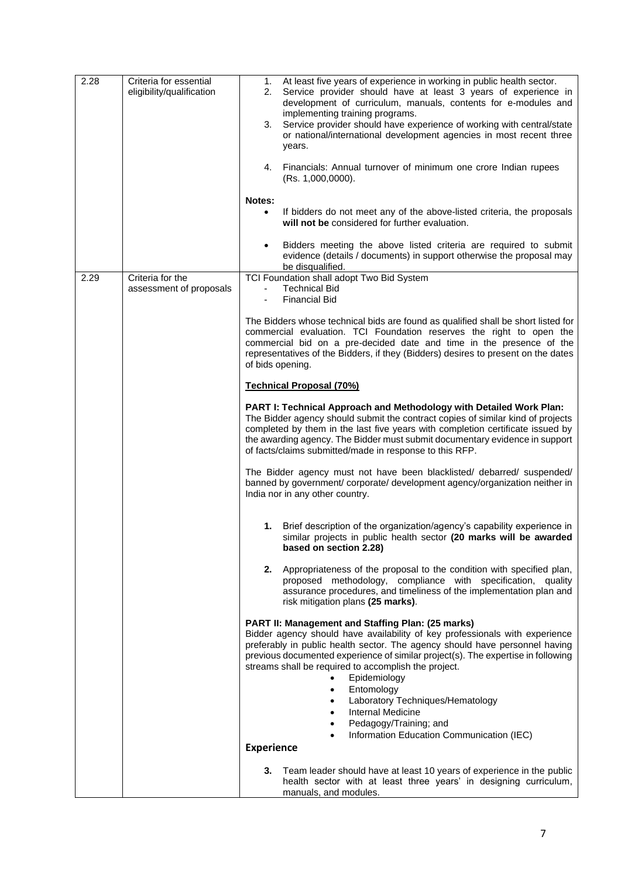| | | |
|---|---|---|
| 2.28 | Criteria for essential eligibility/qualification | 1. At least five years of experience in working in public health sector.<br>2. Service provider should have at least 3 years of experience in development of curriculum, manuals, contents for e-modules and implementing training programs.<br>3. Service provider should have experience of working with central/state or national/international development agencies in most recent three years.<br>4. Financials: Annual turnover of minimum one crore Indian rupees (Rs. 1,000,0000).<br><br>**Notes:**<br>• If bidders do not meet any of the above-listed criteria, the proposals **will not be** considered for further evaluation.<br>• Bidders meeting the above listed criteria are required to submit evidence (details / documents) in support otherwise the proposal may be disqualified. |
| 2.29 | Criteria for the assessment of proposals | TCI Foundation shall adopt Two Bid System<br>- Technical Bid<br>- Financial Bid<br><br>The Bidders whose technical bids are found as qualified shall be short listed for commercial evaluation. TCI Foundation reserves the right to open the commercial bid on a pre-decided date and time in the presence of the representatives of the Bidders, if they (Bidders) desires to present on the dates of bids opening.<br><br>**<u>Technical Proposal (70%)</u>**<br><br>**PART I: Technical Approach and Methodology with Detailed Work Plan:** The Bidder agency should submit the contract copies of similar kind of projects completed by them in the last five years with completion certificate issued by the awarding agency. The Bidder must submit documentary evidence in support of facts/claims submitted/made in response to this RFP.<br><br>The Bidder agency must not have been blacklisted/ debarred/ suspended/ banned by government/ corporate/ development agency/organization neither in India nor in any other country.<br><br>**1.** Brief description of the organization/agency's capability experience in similar projects in public health sector **(20 marks will be awarded based on section 2.28)**<br><br>**2.** Appropriateness of the proposal to the condition with specified plan, proposed methodology, compliance with specification, quality assurance procedures, and timeliness of the implementation plan and risk mitigation plans **(25 marks)**.<br><br>**PART II: Management and Staffing Plan: (25 marks)**<br>Bidder agency should have availability of key professionals with experience preferably in public health sector. The agency should have personnel having previous documented experience of similar project(s). The expertise in following streams shall be required to accomplish the project.<br>• Epidemiology<br>• Entomology<br>• Laboratory Techniques/Hematology<br>• Internal Medicine<br>• Pedagogy/Training; and<br>• Information Education Communication (IEC)<br><br>**Experience**<br><br>**3.** Team leader should have at least 10 years of experience in the public health sector with at least three years' in designing curriculum, manuals, and modules. |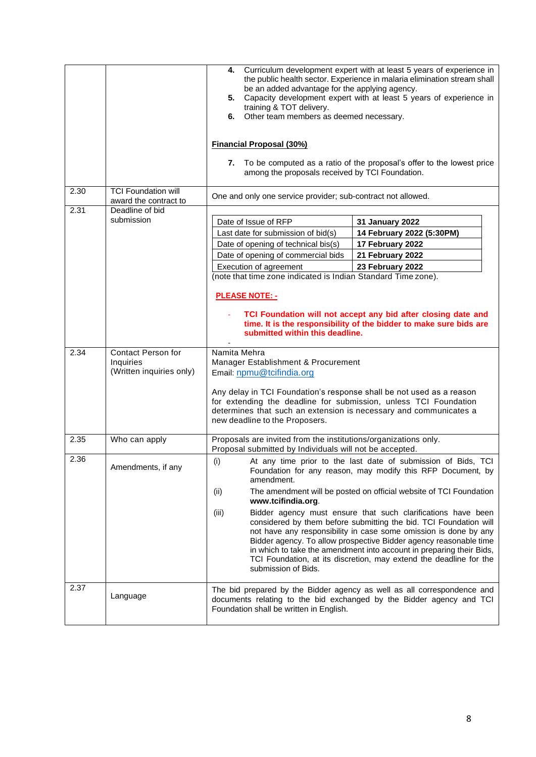| | | |
|---|---|---|
| | | **4.** Curriculum development expert with at least 5 years of experience in the public health sector. Experience in malaria elimination stream shall be an added advantage for the applying agency.<br>**5.** Capacity development expert with at least 5 years of experience in training & TOT delivery.<br>**6.** Other team members as deemed necessary.<br><br>**Financial Proposal (30%)**<br><br>**7.** To be computed as a ratio of the proposal's offer to the lowest price among the proposals received by TCI Foundation. |
| 2.30 | TCI Foundation will award the contract to | One and only one service provider; sub-contract not allowed. |
| 2.31 | Deadline of bid submission | Date of Issue of RFP: **31 January 2022**<br>Last date for submission of bid(s): **14 February 2022 (5:30PM)**<br>Date of opening of technical bis(s): **17 February 2022**<br>Date of opening of commercial bids: **21 February 2022**<br>Execution of agreement: **23 February 2022**<br>(note that time zone indicated is Indian Standard Time zone).<br><br>**PLEASE NOTE: -**<br><br>- **TCI Foundation will not accept any bid after closing date and time. It is the responsibility of the bidder to make sure bids are submitted within this deadline.**<br>- |
| 2.34 | Contact Person for Inquiries (Written inquiries only) | Namita Mehra<br>Manager Establishment & Procurement<br>Email: npmu@tcifindia.org<br><br>Any delay in TCI Foundation's response shall be not used as a reason for extending the deadline for submission, unless TCI Foundation determines that such an extension is necessary and communicates a new deadline to the Proposers. |
| 2.35 | Who can apply | Proposals are invited from the institutions/organizations only. Proposal submitted by Individuals will not be accepted. |
| 2.36 | Amendments, if any | (i) At any time prior to the last date of submission of Bids, TCI Foundation for any reason, may modify this RFP Document, by amendment.<br>(ii) The amendment will be posted on official website of TCI Foundation **www.tcifindia.org**.<br>(iii) Bidder agency must ensure that such clarifications have been considered by them before submitting the bid. TCI Foundation will not have any responsibility in case some omission is done by any Bidder agency. To allow prospective Bidder agency reasonable time in which to take the amendment into account in preparing their Bids, TCI Foundation, at its discretion, may extend the deadline for the submission of Bids. |
| 2.37 | Language | The bid prepared by the Bidder agency as well as all correspondence and documents relating to the bid exchanged by the Bidder agency and TCI Foundation shall be written in English. |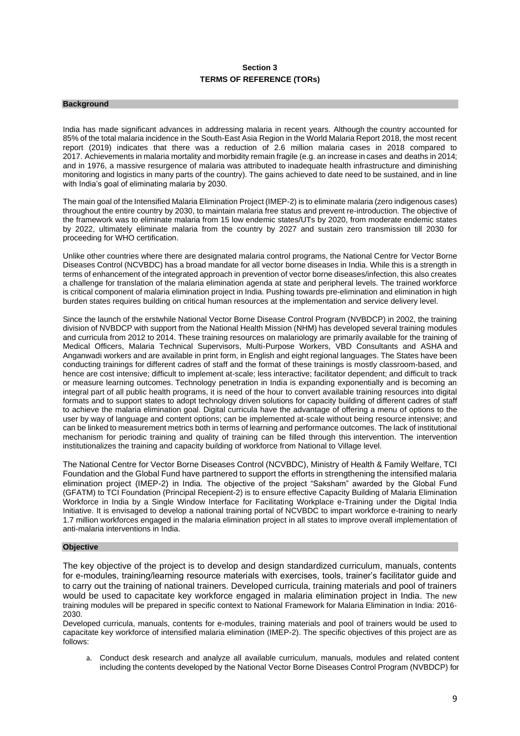## Section 3
## TERMS OF REFERENCE (TORs)

### Background

India has made significant advances in addressing malaria in recent years. Although the country accounted for 85% of the total malaria incidence in the South-East Asia Region in the World Malaria Report 2018, the most recent report (2019) indicates that there was a reduction of 2.6 million malaria cases in 2018 compared to 2017. Achievements in malaria mortality and morbidity remain fragile (e.g. an increase in cases and deaths in 2014; and in 1976, a massive resurgence of malaria was attributed to inadequate health infrastructure and diminishing monitoring and logistics in many parts of the country). The gains achieved to date need to be sustained, and in line with India's goal of eliminating malaria by 2030.

The main goal of the Intensified Malaria Elimination Project (IMEP-2) is to eliminate malaria (zero indigenous cases) throughout the entire country by 2030, to maintain malaria free status and prevent re-introduction. The objective of the framework was to eliminate malaria from 15 low endemic states/UTs by 2020, from moderate endemic states by 2022, ultimately eliminate malaria from the country by 2027 and sustain zero transmission till 2030 for proceeding for WHO certification.

Unlike other countries where there are designated malaria control programs, the National Centre for Vector Borne Diseases Control (NCVBDC) has a broad mandate for all vector borne diseases in India. While this is a strength in terms of enhancement of the integrated approach in prevention of vector borne diseases/infection, this also creates a challenge for translation of the malaria elimination agenda at state and peripheral levels. The trained workforce is critical component of malaria elimination project in India. Pushing towards pre-elimination and elimination in high burden states requires building on critical human resources at the implementation and service delivery level.

Since the launch of the erstwhile National Vector Borne Disease Control Program (NVBDCP) in 2002, the training division of NVBDCP with support from the National Health Mission (NHM) has developed several training modules and curricula from 2012 to 2014. These training resources on malariology are primarily available for the training of Medical Officers, Malaria Technical Supervisors, Multi-Purpose Workers, VBD Consultants and ASHA and Anganwadi workers and are available in print form, in English and eight regional languages. The States have been conducting trainings for different cadres of staff and the format of these trainings is mostly classroom-based, and hence are cost intensive; difficult to implement at-scale; less interactive; facilitator dependent; and difficult to track or measure learning outcomes. Technology penetration in India is expanding exponentially and is becoming an integral part of all public health programs, it is need of the hour to convert available training resources into digital formats and to support states to adopt technology driven solutions for capacity building of different cadres of staff to achieve the malaria elimination goal. Digital curricula have the advantage of offering a menu of options to the user by way of language and content options; can be implemented at-scale without being resource intensive; and can be linked to measurement metrics both in terms of learning and performance outcomes. The lack of institutional mechanism for periodic training and quality of training can be filled through this intervention. The intervention institutionalizes the training and capacity building of workforce from National to Village level.

The National Centre for Vector Borne Diseases Control (NCVBDC), Ministry of Health & Family Welfare, TCI Foundation and the Global Fund have partnered to support the efforts in strengthening the intensified malaria elimination project (IMEP-2) in India. The objective of the project "Saksham" awarded by the Global Fund (GFATM) to TCI Foundation (Principal Recepient-2) is to ensure effective Capacity Building of Malaria Elimination Workforce in India by a Single Window Interface for Facilitating Workplace e-Training under the Digital India Initiative. It is envisaged to develop a national training portal of NCVBDC to impart workforce e-training to nearly 1.7 million workforces engaged in the malaria elimination project in all states to improve overall implementation of anti-malaria interventions in India.

### Objective

The key objective of the project is to develop and design standardized curriculum, manuals, contents for e-modules, training/learning resource materials with exercises, tools, trainer's facilitator guide and to carry out the training of national trainers. Developed curricula, training materials and pool of trainers would be used to capacitate key workforce engaged in malaria elimination project in India. The new training modules will be prepared in specific context to National Framework for Malaria Elimination in India: 2016-2030.

Developed curricula, manuals, contents for e-modules, training materials and pool of trainers would be used to capacitate key workforce of intensified malaria elimination (IMEP-2). The specific objectives of this project are as follows:

a. Conduct desk research and analyze all available curriculum, manuals, modules and related content including the contents developed by the National Vector Borne Diseases Control Program (NVBDCP) for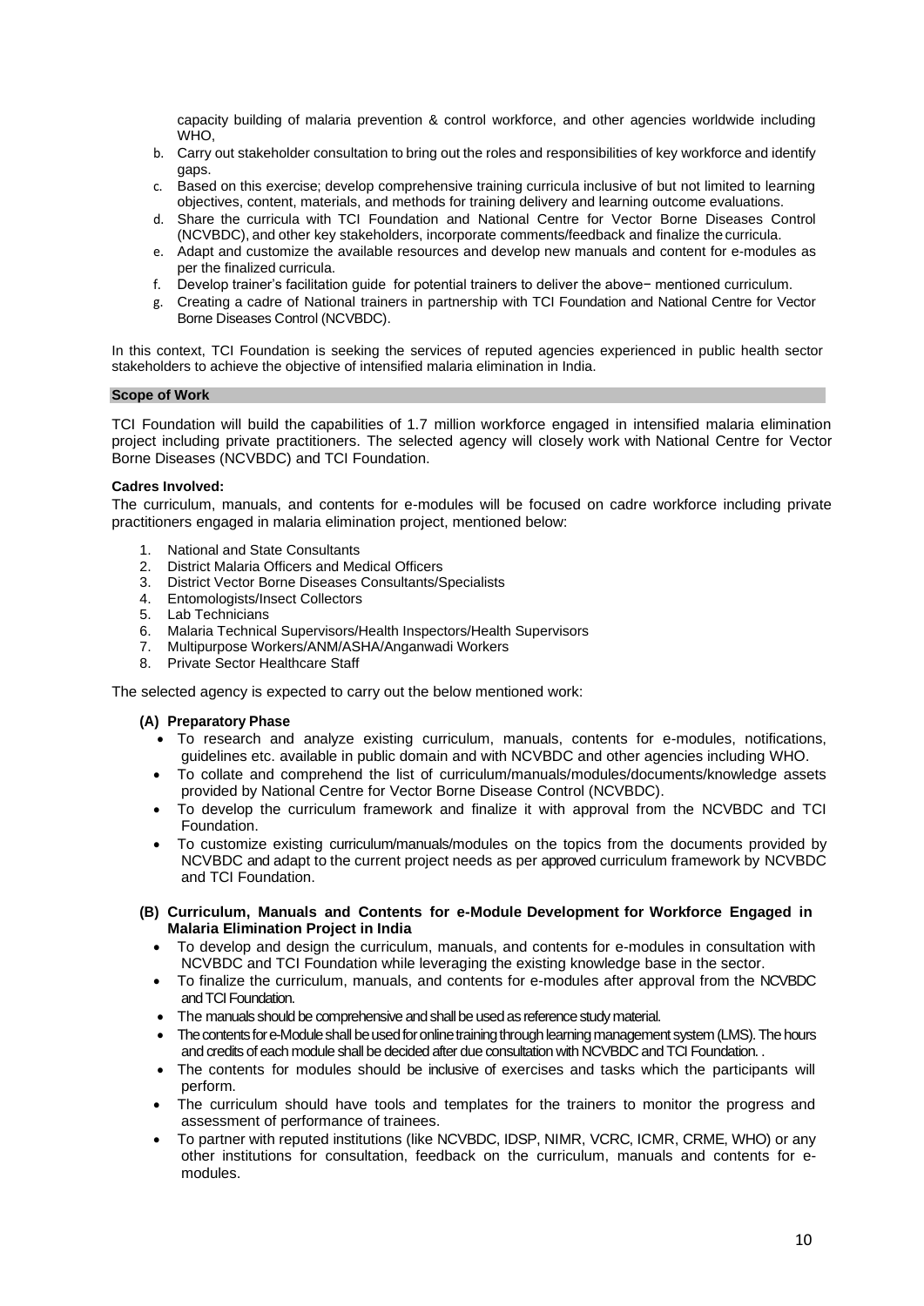capacity building of malaria prevention & control workforce, and other agencies worldwide including WHO,

b. Carry out stakeholder consultation to bring out the roles and responsibilities of key workforce and identify gaps.
c. Based on this exercise; develop comprehensive training curricula inclusive of but not limited to learning objectives, content, materials, and methods for training delivery and learning outcome evaluations.
d. Share the curricula with TCI Foundation and National Centre for Vector Borne Diseases Control (NCVBDC), and other key stakeholders, incorporate comments/feedback and finalize the curricula.
e. Adapt and customize the available resources and develop new manuals and content for e-modules as per the finalized curricula.
f. Develop trainer's facilitation guide for potential trainers to deliver the above− mentioned curriculum.
g. Creating a cadre of National trainers in partnership with TCI Foundation and National Centre for Vector Borne Diseases Control (NCVBDC).

In this context, TCI Foundation is seeking the services of reputed agencies experienced in public health sector stakeholders to achieve the objective of intensified malaria elimination in India.

## Scope of Work

TCI Foundation will build the capabilities of 1.7 million workforce engaged in intensified malaria elimination project including private practitioners. The selected agency will closely work with National Centre for Vector Borne Diseases (NCVBDC) and TCI Foundation.

**Cadres Involved:**

The curriculum, manuals, and contents for e-modules will be focused on cadre workforce including private practitioners engaged in malaria elimination project, mentioned below:

1. National and State Consultants
2. District Malaria Officers and Medical Officers
3. District Vector Borne Diseases Consultants/Specialists
4. Entomologists/Insect Collectors
5. Lab Technicians
6. Malaria Technical Supervisors/Health Inspectors/Health Supervisors
7. Multipurpose Workers/ANM/ASHA/Anganwadi Workers
8. Private Sector Healthcare Staff

The selected agency is expected to carry out the below mentioned work:

**(A) Preparatory Phase**

- To research and analyze existing curriculum, manuals, contents for e-modules, notifications, guidelines etc. available in public domain and with NCVBDC and other agencies including WHO.
- To collate and comprehend the list of curriculum/manuals/modules/documents/knowledge assets provided by National Centre for Vector Borne Disease Control (NCVBDC).
- To develop the curriculum framework and finalize it with approval from the NCVBDC and TCI Foundation.
- To customize existing curriculum/manuals/modules on the topics from the documents provided by NCVBDC and adapt to the current project needs as per approved curriculum framework by NCVBDC and TCI Foundation.

**(B) Curriculum, Manuals and Contents for e-Module Development for Workforce Engaged in Malaria Elimination Project in India**

- To develop and design the curriculum, manuals, and contents for e-modules in consultation with NCVBDC and TCI Foundation while leveraging the existing knowledge base in the sector.
- To finalize the curriculum, manuals, and contents for e-modules after approval from the NCVBDC and TCI Foundation.
- The manuals should be comprehensive and shall be used as reference study material.
- The contents for e-Module shall be used for online training through learning management system (LMS). The hours and credits of each module shall be decided after due consultation with NCVBDC and TCI Foundation. .
- The contents for modules should be inclusive of exercises and tasks which the participants will perform.
- The curriculum should have tools and templates for the trainers to monitor the progress and assessment of performance of trainees.
- To partner with reputed institutions (like NCVBDC, IDSP, NIMR, VCRC, ICMR, CRME, WHO) or any other institutions for consultation, feedback on the curriculum, manuals and contents for e-modules.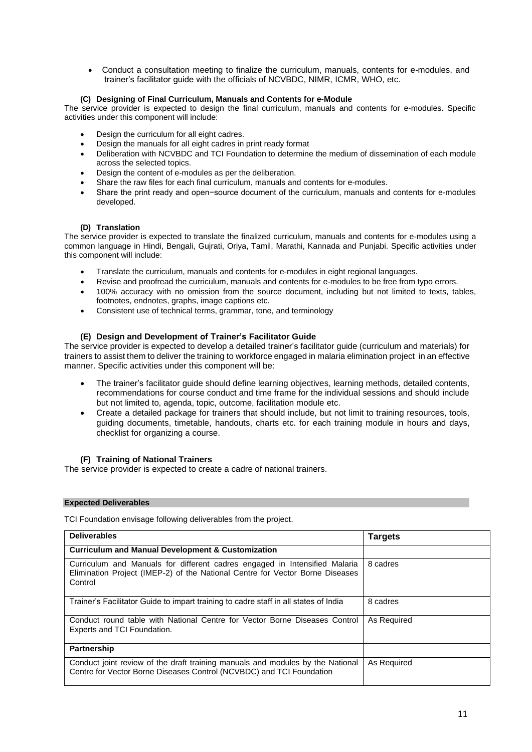- Conduct a consultation meeting to finalize the curriculum, manuals, contents for e-modules, and trainer's facilitator guide with the officials of NCVBDC, NIMR, ICMR, WHO, etc.

#### (C) Designing of Final Curriculum, Manuals and Contents for e-Module

The service provider is expected to design the final curriculum, manuals and contents for e-modules. Specific activities under this component will include:

- Design the curriculum for all eight cadres.
- Design the manuals for all eight cadres in print ready format
- Deliberation with NCVBDC and TCI Foundation to determine the medium of dissemination of each module across the selected topics.
- Design the content of e-modules as per the deliberation.
- Share the raw files for each final curriculum, manuals and contents for e-modules.
- Share the print ready and open−source document of the curriculum, manuals and contents for e-modules developed.

#### (D) Translation

The service provider is expected to translate the finalized curriculum, manuals and contents for e-modules using a common language in Hindi, Bengali, Gujrati, Oriya, Tamil, Marathi, Kannada and Punjabi. Specific activities under this component will include:

- Translate the curriculum, manuals and contents for e-modules in eight regional languages.
- Revise and proofread the curriculum, manuals and contents for e-modules to be free from typo errors.
- 100% accuracy with no omission from the source document, including but not limited to texts, tables, footnotes, endnotes, graphs, image captions etc.
- Consistent use of technical terms, grammar, tone, and terminology

#### (E) Design and Development of Trainer's Facilitator Guide

The service provider is expected to develop a detailed trainer's facilitator guide (curriculum and materials) for trainers to assist them to deliver the training to workforce engaged in malaria elimination project in an effective manner. Specific activities under this component will be:

- The trainer's facilitator guide should define learning objectives, learning methods, detailed contents, recommendations for course conduct and time frame for the individual sessions and should include but not limited to, agenda, topic, outcome, facilitation module etc.
- Create a detailed package for trainers that should include, but not limit to training resources, tools, guiding documents, timetable, handouts, charts etc. for each training module in hours and days, checklist for organizing a course.

#### (F) Training of National Trainers

The service provider is expected to create a cadre of national trainers.

### Expected Deliverables

TCI Foundation envisage following deliverables from the project.

| Deliverables | Targets |
|---|---|
| **Curriculum and Manual Development & Customization** | |
| Curriculum and Manuals for different cadres engaged in Intensified Malaria Elimination Project (IMEP-2) of the National Centre for Vector Borne Diseases Control | 8 cadres |
| Trainer's Facilitator Guide to impart training to cadre staff in all states of India | 8 cadres |
| Conduct round table with National Centre for Vector Borne Diseases Control Experts and TCI Foundation. | As Required |
| **Partnership** | |
| Conduct joint review of the draft training manuals and modules by the National Centre for Vector Borne Diseases Control (NCVBDC) and TCI Foundation | As Required |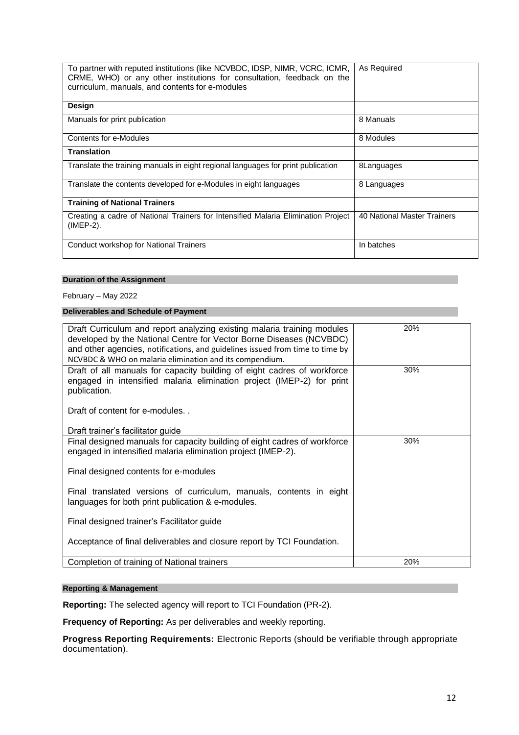| | |
|---|---|
| To partner with reputed institutions (like NCVBDC, IDSP, NIMR, VCRC, ICMR, CRME, WHO) or any other institutions for consultation, feedback on the curriculum, manuals, and contents for e-modules | As Required |
| **Design** | |
| Manuals for print publication | 8 Manuals |
| Contents for e-Modules | 8 Modules |
| **Translation** | |
| Translate the training manuals in eight regional languages for print publication | 8Languages |
| Translate the contents developed for e-Modules in eight languages | 8 Languages |
| **Training of National Trainers** | |
| Creating a cadre of National Trainers for Intensified Malaria Elimination Project (IMEP-2). | 40 National Master Trainers |
| Conduct workshop for National Trainers | In batches |

**Duration of the Assignment**

February – May 2022

**Deliverables and Schedule of Payment**

| | |
|---|---|
| Draft Curriculum and report analyzing existing malaria training modules developed by the National Centre for Vector Borne Diseases (NCVBDC) and other agencies, notifications, and guidelines issued from time to time by NCVBDC & WHO on malaria elimination and its compendium. | 20% |
| Draft of all manuals for capacity building of eight cadres of workforce engaged in intensified malaria elimination project (IMEP-2) for print publication.<br><br>Draft of content for e-modules. .<br><br>Draft trainer's facilitator guide | 30% |
| Final designed manuals for capacity building of eight cadres of workforce engaged in intensified malaria elimination project (IMEP-2).<br><br>Final designed contents for e-modules<br><br>Final translated versions of curriculum, manuals, contents in eight languages for both print publication & e-modules.<br><br>Final designed trainer's Facilitator guide<br><br>Acceptance of final deliverables and closure report by TCI Foundation. | 30% |
| Completion of training of National trainers | 20% |

**Reporting & Management**

**Reporting:** The selected agency will report to TCI Foundation (PR-2).

**Frequency of Reporting:** As per deliverables and weekly reporting.

**Progress Reporting Requirements:** Electronic Reports (should be verifiable through appropriate documentation).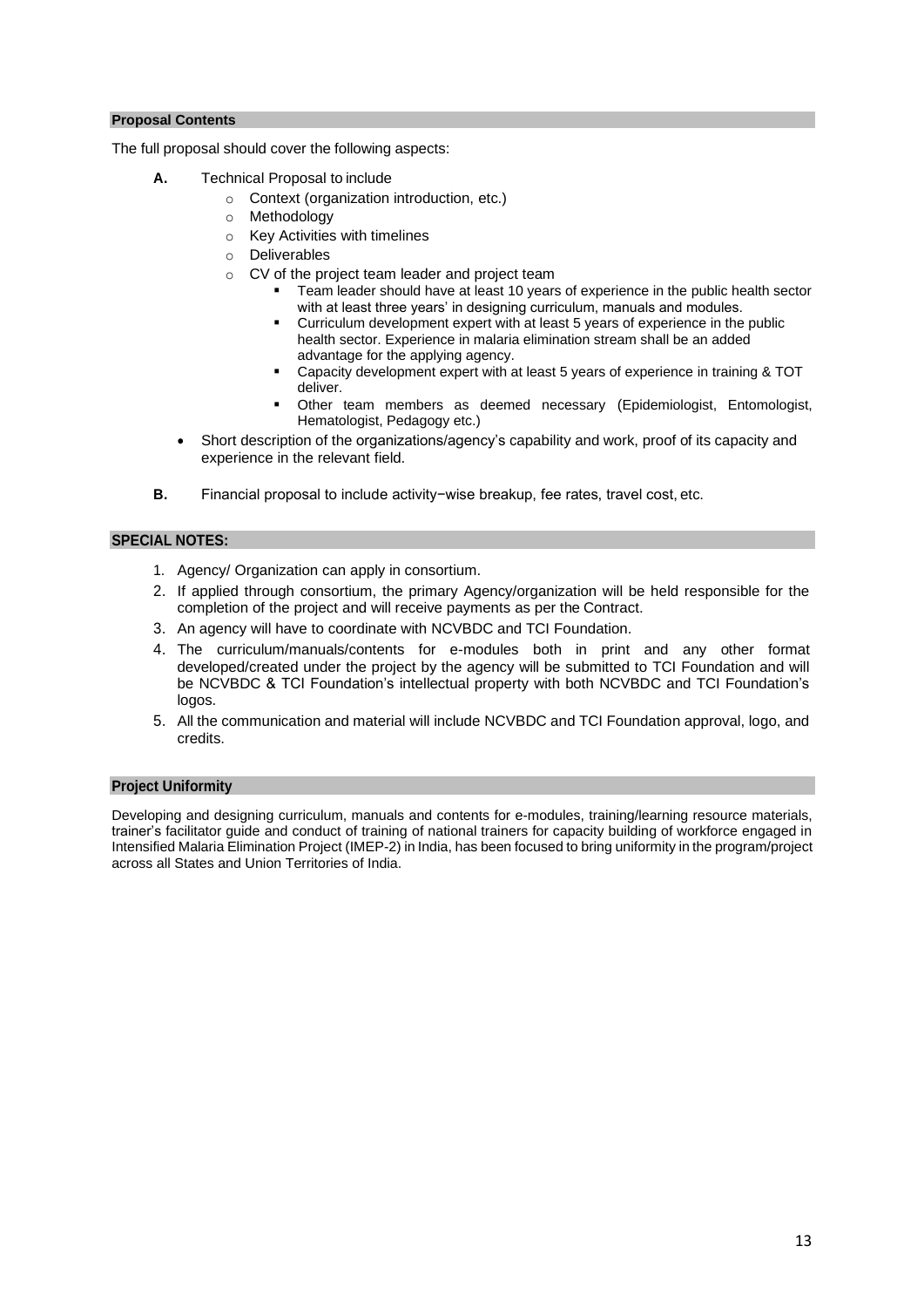## Proposal Contents

The full proposal should cover the following aspects:

**A.** Technical Proposal to include

- Context (organization introduction, etc.)
- Methodology
- Key Activities with timelines
- Deliverables
- CV of the project team leader and project team
  - Team leader should have at least 10 years of experience in the public health sector with at least three years' in designing curriculum, manuals and modules.
  - Curriculum development expert with at least 5 years of experience in the public health sector. Experience in malaria elimination stream shall be an added advantage for the applying agency.
  - Capacity development expert with at least 5 years of experience in training & TOT deliver.
  - Other team members as deemed necessary (Epidemiologist, Entomologist, Hematologist, Pedagogy etc.)

- Short description of the organizations/agency's capability and work, proof of its capacity and experience in the relevant field.

**B.** Financial proposal to include activity−wise breakup, fee rates, travel cost, etc.

## SPECIAL NOTES:

1. Agency/ Organization can apply in consortium.
2. If applied through consortium, the primary Agency/organization will be held responsible for the completion of the project and will receive payments as per the Contract.
3. An agency will have to coordinate with NCVBDC and TCI Foundation.
4. The curriculum/manuals/contents for e-modules both in print and any other format developed/created under the project by the agency will be submitted to TCI Foundation and will be NCVBDC & TCI Foundation's intellectual property with both NCVBDC and TCI Foundation's logos.
5. All the communication and material will include NCVBDC and TCI Foundation approval, logo, and credits.

## Project Uniformity

Developing and designing curriculum, manuals and contents for e-modules, training/learning resource materials, trainer's facilitator guide and conduct of training of national trainers for capacity building of workforce engaged in Intensified Malaria Elimination Project (IMEP-2) in India, has been focused to bring uniformity in the program/project across all States and Union Territories of India.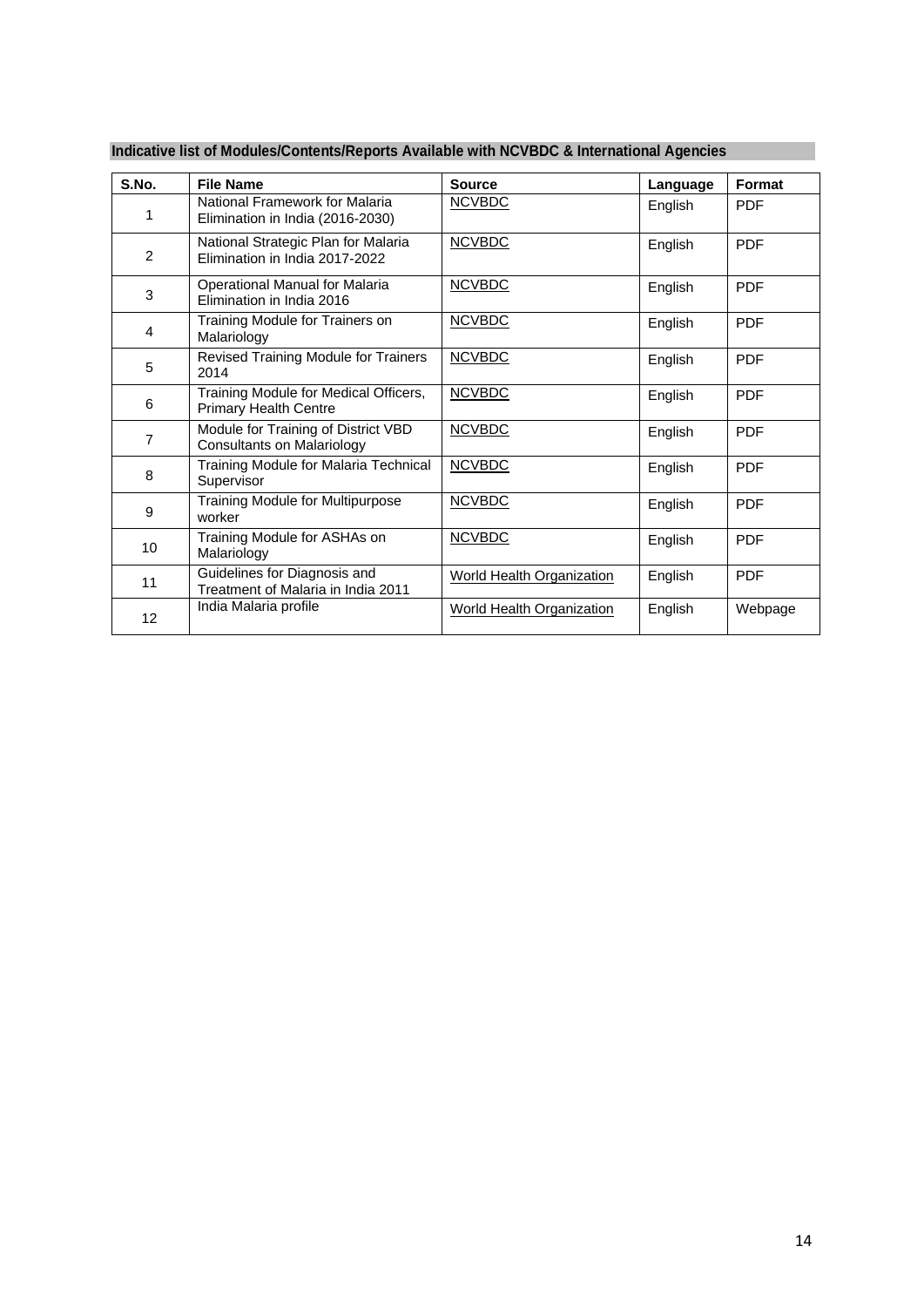## Indicative list of Modules/Contents/Reports Available with NCVBDC & International Agencies

| S.No. | File Name | Source | Language | Format |
|---|---|---|---|---|
| 1 | National Framework for Malaria Elimination in India (2016-2030) | NCVBDC | English | PDF |
| 2 | National Strategic Plan for Malaria Elimination in India 2017-2022 | NCVBDC | English | PDF |
| 3 | Operational Manual for Malaria Elimination in India 2016 | NCVBDC | English | PDF |
| 4 | Training Module for Trainers on Malariology | NCVBDC | English | PDF |
| 5 | Revised Training Module for Trainers 2014 | NCVBDC | English | PDF |
| 6 | Training Module for Medical Officers, Primary Health Centre | NCVBDC | English | PDF |
| 7 | Module for Training of District VBD Consultants on Malariology | NCVBDC | English | PDF |
| 8 | Training Module for Malaria Technical Supervisor | NCVBDC | English | PDF |
| 9 | Training Module for Multipurpose worker | NCVBDC | English | PDF |
| 10 | Training Module for ASHAs on Malariology | NCVBDC | English | PDF |
| 11 | Guidelines for Diagnosis and Treatment of Malaria in India 2011 | World Health Organization | English | PDF |
| 12 | India Malaria profile | World Health Organization | English | Webpage |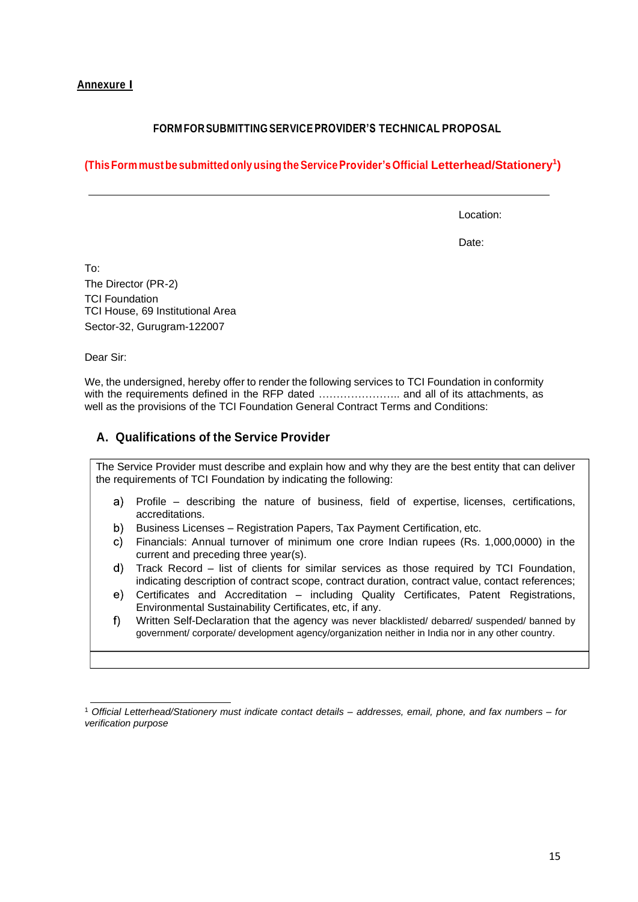**Annexure I**

**FORM FOR SUBMITTING SERVICE PROVIDER'S TECHNICAL PROPOSAL**

**(This Form must be submitted only using the Service Provider's Official Letterhead/Stationery[1])**

---

Location:

Date:

To:
The Director (PR-2)
TCI Foundation
TCI House, 69 Institutional Area
Sector-32, Gurugram-122007

Dear Sir:

We, the undersigned, hereby offer to render the following services to TCI Foundation in conformity with the requirements defined in the RFP dated ………………….. and all of its attachments, as well as the provisions of the TCI Foundation General Contract Terms and Conditions:

## A. Qualifications of the Service Provider

The Service Provider must describe and explain how and why they are the best entity that can deliver the requirements of TCI Foundation by indicating the following:

a) Profile – describing the nature of business, field of expertise, licenses, certifications, accreditations.
b) Business Licenses – Registration Papers, Tax Payment Certification, etc.
c) Financials: Annual turnover of minimum one crore Indian rupees (Rs. 1,000,0000) in the current and preceding three year(s).
d) Track Record – list of clients for similar services as those required by TCI Foundation, indicating description of contract scope, contract duration, contract value, contact references;
e) Certificates and Accreditation – including Quality Certificates, Patent Registrations, Environmental Sustainability Certificates, etc, if any.
f) Written Self-Declaration that the agency was never blacklisted/ debarred/ suspended/ banned by government/ corporate/ development agency/organization neither in India nor in any other country.

---

[1] *Official Letterhead/Stationery must indicate contact details – addresses, email, phone, and fax numbers – for verification purpose*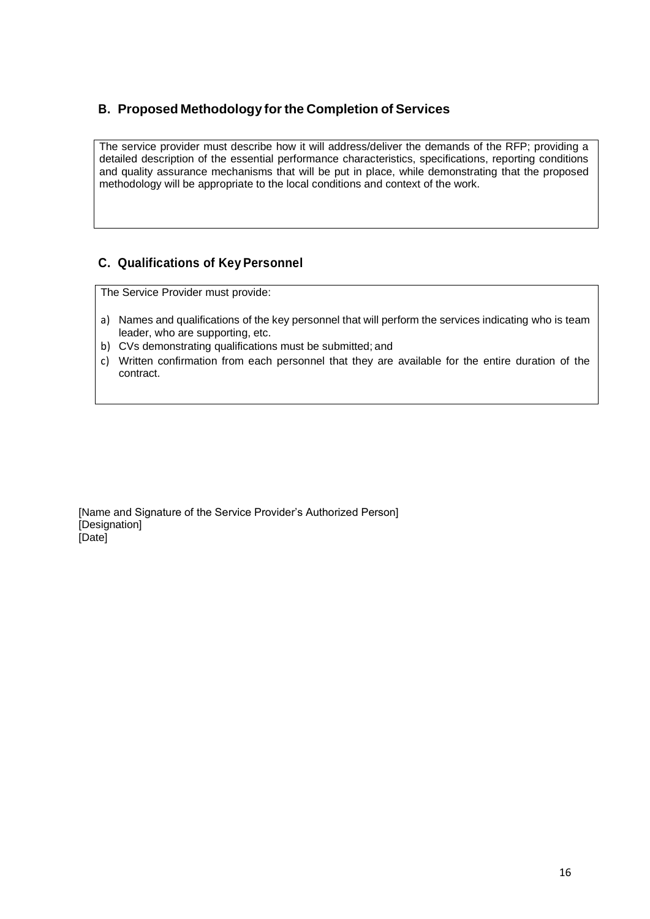## B. Proposed Methodology for the Completion of Services

The service provider must describe how it will address/deliver the demands of the RFP; providing a detailed description of the essential performance characteristics, specifications, reporting conditions and quality assurance mechanisms that will be put in place, while demonstrating that the proposed methodology will be appropriate to the local conditions and context of the work.

## C. Qualifications of Key Personnel

The Service Provider must provide:

a) Names and qualifications of the key personnel that will perform the services indicating who is team leader, who are supporting, etc.
b) CVs demonstrating qualifications must be submitted; and
c) Written confirmation from each personnel that they are available for the entire duration of the contract.

[Name and Signature of the Service Provider's Authorized Person]
[Designation]
[Date]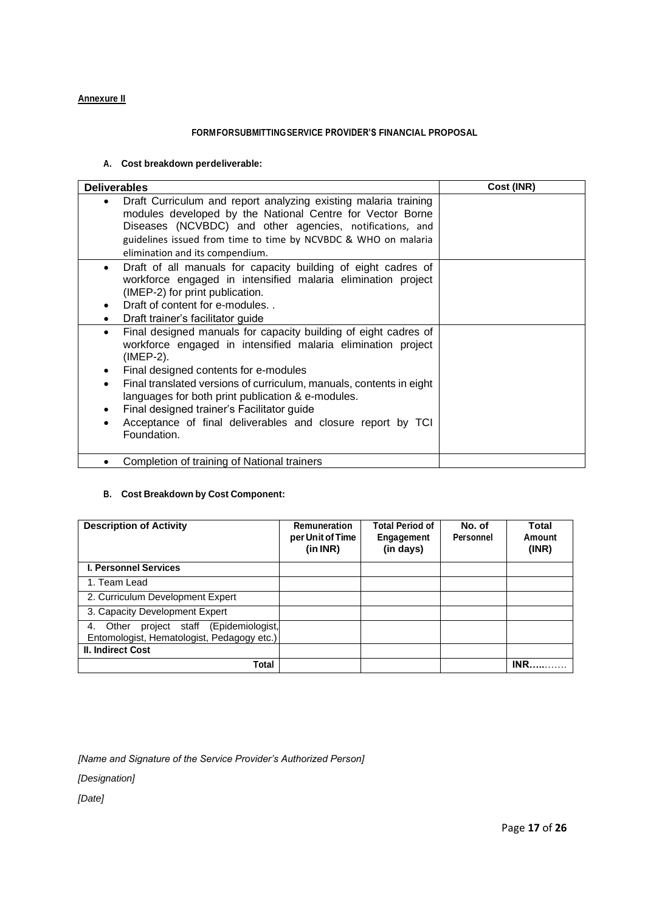**Annexure II**

**FORMFORSUBMITTINGSERVICE PROVIDER'S FINANCIAL PROPOSAL**

**A. Cost breakdown perdeliverable:**

| Deliverables | Cost (INR) |
|---|---|
| • Draft Curriculum and report analyzing existing malaria training modules developed by the National Centre for Vector Borne Diseases (NCVBDC) and other agencies, notifications, and guidelines issued from time to time by NCVBDC & WHO on malaria elimination and its compendium. | |
| • Draft of all manuals for capacity building of eight cadres of workforce engaged in intensified malaria elimination project (IMEP-2) for print publication.<br>• Draft of content for e-modules. .<br>• Draft trainer's facilitator guide | |
| • Final designed manuals for capacity building of eight cadres of workforce engaged in intensified malaria elimination project (IMEP-2).<br>• Final designed contents for e-modules<br>• Final translated versions of curriculum, manuals, contents in eight languages for both print publication & e-modules.<br>• Final designed trainer's Facilitator guide<br>• Acceptance of final deliverables and closure report by TCI Foundation. | |
| • Completion of training of National trainers | |

**B. Cost Breakdown by Cost Component:**

| Description of Activity | Remuneration per Unit of Time (in INR) | Total Period of Engagement (in days) | No. of Personnel | Total Amount (INR) |
|---|---|---|---|---|
| **I. Personnel Services** | | | | |
| 1. Team Lead | | | | |
| 2. Curriculum Development Expert | | | | |
| 3. Capacity Development Expert | | | | |
| 4. Other project staff (Epidemiologist, Entomologist, Hematologist, Pedagogy etc.) | | | | |
| **II. Indirect Cost** | | | | |
| **Total** | | | | **INR…..**…… |

*[Name and Signature of the Service Provider's Authorized Person]*

*[Designation]*

*[Date]*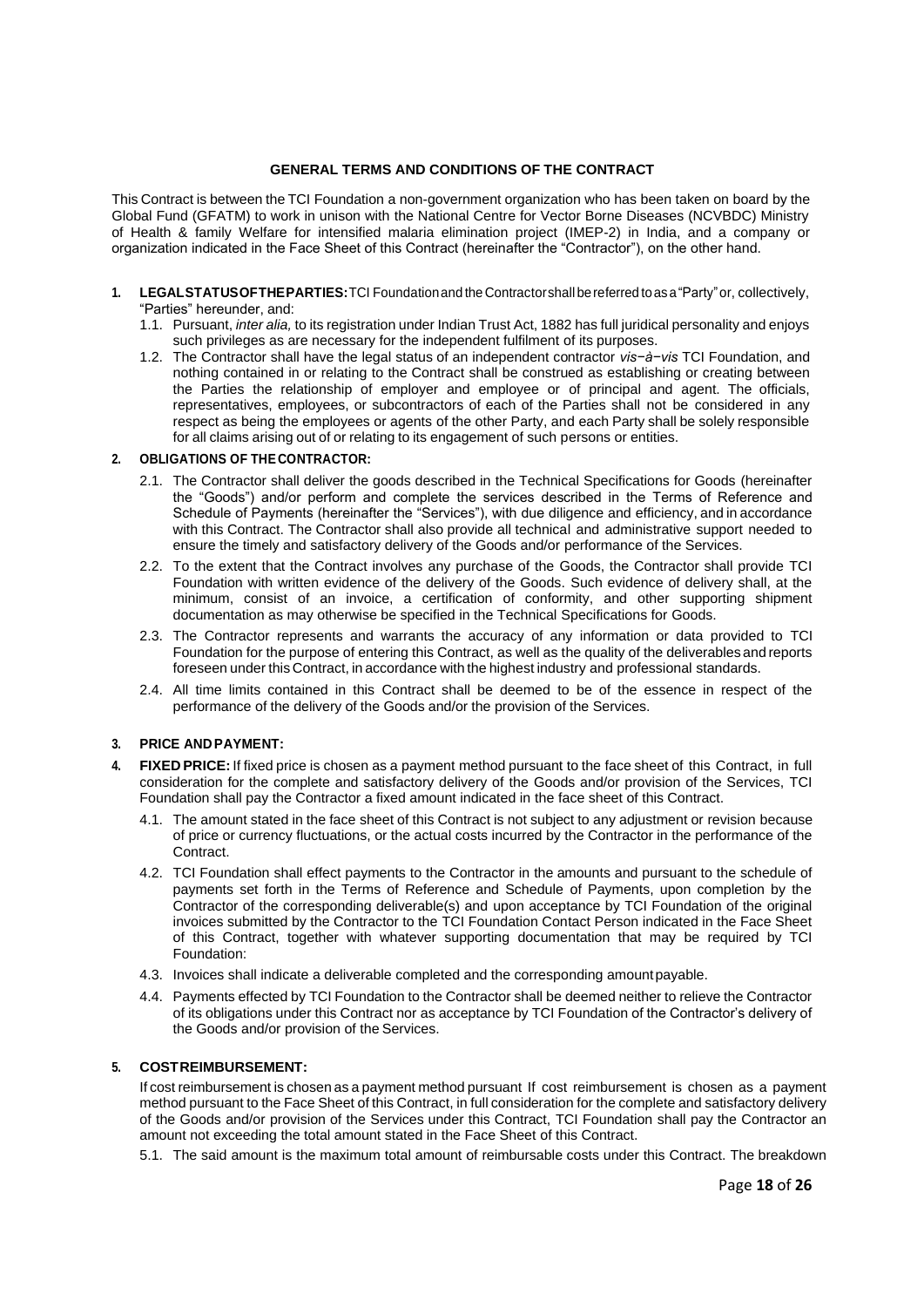## GENERAL TERMS AND CONDITIONS OF THE CONTRACT

This Contract is between the TCI Foundation a non-government organization who has been taken on board by the Global Fund (GFATM) to work in unison with the National Centre for Vector Borne Diseases (NCVBDC) Ministry of Health & family Welfare for intensified malaria elimination project (IMEP-2) in India, and a company or organization indicated in the Face Sheet of this Contract (hereinafter the "Contractor"), on the other hand.

1. **LEGAL STATUS OF THE PARTIES:** TCI Foundation and the Contractor shall be referred to as a "Party" or, collectively, "Parties" hereunder, and:
   1.1. Pursuant, *inter alia,* to its registration under Indian Trust Act, 1882 has full juridical personality and enjoys such privileges as are necessary for the independent fulfilment of its purposes.
   1.2. The Contractor shall have the legal status of an independent contractor *vis−à−vis* TCI Foundation, and nothing contained in or relating to the Contract shall be construed as establishing or creating between the Parties the relationship of employer and employee or of principal and agent. The officials, representatives, employees, or subcontractors of each of the Parties shall not be considered in any respect as being the employees or agents of the other Party, and each Party shall be solely responsible for all claims arising out of or relating to its engagement of such persons or entities.

2. **OBLIGATIONS OF THE CONTRACTOR:**
   2.1. The Contractor shall deliver the goods described in the Technical Specifications for Goods (hereinafter the "Goods") and/or perform and complete the services described in the Terms of Reference and Schedule of Payments (hereinafter the "Services"), with due diligence and efficiency, and in accordance with this Contract. The Contractor shall also provide all technical and administrative support needed to ensure the timely and satisfactory delivery of the Goods and/or performance of the Services.
   2.2. To the extent that the Contract involves any purchase of the Goods, the Contractor shall provide TCI Foundation with written evidence of the delivery of the Goods. Such evidence of delivery shall, at the minimum, consist of an invoice, a certification of conformity, and other supporting shipment documentation as may otherwise be specified in the Technical Specifications for Goods.
   2.3. The Contractor represents and warrants the accuracy of any information or data provided to TCI Foundation for the purpose of entering this Contract, as well as the quality of the deliverables and reports foreseen under this Contract, in accordance with the highest industry and professional standards.
   2.4. All time limits contained in this Contract shall be deemed to be of the essence in respect of the performance of the delivery of the Goods and/or the provision of the Services.

3. **PRICE AND PAYMENT:**

4. **FIXED PRICE:** If fixed price is chosen as a payment method pursuant to the face sheet of this Contract, in full consideration for the complete and satisfactory delivery of the Goods and/or provision of the Services, TCI Foundation shall pay the Contractor a fixed amount indicated in the face sheet of this Contract.
   4.1. The amount stated in the face sheet of this Contract is not subject to any adjustment or revision because of price or currency fluctuations, or the actual costs incurred by the Contractor in the performance of the Contract.
   4.2. TCI Foundation shall effect payments to the Contractor in the amounts and pursuant to the schedule of payments set forth in the Terms of Reference and Schedule of Payments, upon completion by the Contractor of the corresponding deliverable(s) and upon acceptance by TCI Foundation of the original invoices submitted by the Contractor to the TCI Foundation Contact Person indicated in the Face Sheet of this Contract, together with whatever supporting documentation that may be required by TCI Foundation:
   4.3. Invoices shall indicate a deliverable completed and the corresponding amount payable.
   4.4. Payments effected by TCI Foundation to the Contractor shall be deemed neither to relieve the Contractor of its obligations under this Contract nor as acceptance by TCI Foundation of the Contractor's delivery of the Goods and/or provision of the Services.

5. **COST REIMBURSEMENT:**

   If cost reimbursement is chosen as a payment method pursuant If cost reimbursement is chosen as a payment method pursuant to the Face Sheet of this Contract, in full consideration for the complete and satisfactory delivery of the Goods and/or provision of the Services under this Contract, TCI Foundation shall pay the Contractor an amount not exceeding the total amount stated in the Face Sheet of this Contract.

   5.1. The said amount is the maximum total amount of reimbursable costs under this Contract. The breakdown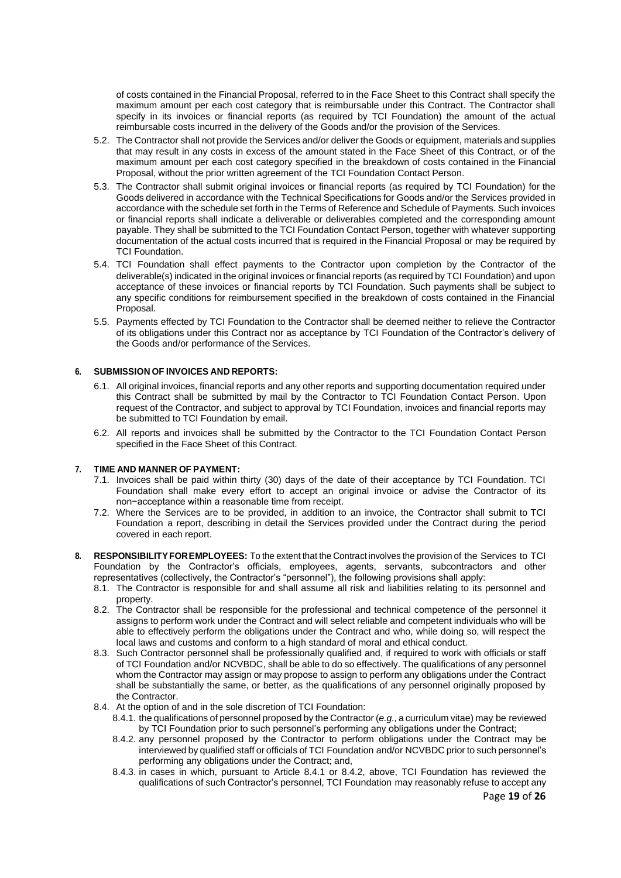of costs contained in the Financial Proposal, referred to in the Face Sheet to this Contract shall specify the maximum amount per each cost category that is reimbursable under this Contract. The Contractor shall specify in its invoices or financial reports (as required by TCI Foundation) the amount of the actual reimbursable costs incurred in the delivery of the Goods and/or the provision of the Services.

5.2. The Contractor shall not provide the Services and/or deliver the Goods or equipment, materials and supplies that may result in any costs in excess of the amount stated in the Face Sheet of this Contract, or of the maximum amount per each cost category specified in the breakdown of costs contained in the Financial Proposal, without the prior written agreement of the TCI Foundation Contact Person.

5.3. The Contractor shall submit original invoices or financial reports (as required by TCI Foundation) for the Goods delivered in accordance with the Technical Specifications for Goods and/or the Services provided in accordance with the schedule set forth in the Terms of Reference and Schedule of Payments. Such invoices or financial reports shall indicate a deliverable or deliverables completed and the corresponding amount payable. They shall be submitted to the TCI Foundation Contact Person, together with whatever supporting documentation of the actual costs incurred that is required in the Financial Proposal or may be required by TCI Foundation.

5.4. TCI Foundation shall effect payments to the Contractor upon completion by the Contractor of the deliverable(s) indicated in the original invoices or financial reports (as required by TCI Foundation) and upon acceptance of these invoices or financial reports by TCI Foundation. Such payments shall be subject to any specific conditions for reimbursement specified in the breakdown of costs contained in the Financial Proposal.

5.5. Payments effected by TCI Foundation to the Contractor shall be deemed neither to relieve the Contractor of its obligations under this Contract nor as acceptance by TCI Foundation of the Contractor's delivery of the Goods and/or performance of the Services.

**6. SUBMISSION OF INVOICES AND REPORTS:**

6.1. All original invoices, financial reports and any other reports and supporting documentation required under this Contract shall be submitted by mail by the Contractor to TCI Foundation Contact Person. Upon request of the Contractor, and subject to approval by TCI Foundation, invoices and financial reports may be submitted to TCI Foundation by email.

6.2. All reports and invoices shall be submitted by the Contractor to the TCI Foundation Contact Person specified in the Face Sheet of this Contract.

**7. TIME AND MANNER OF PAYMENT:**

7.1. Invoices shall be paid within thirty (30) days of the date of their acceptance by TCI Foundation. TCI Foundation shall make every effort to accept an original invoice or advise the Contractor of its non−acceptance within a reasonable time from receipt.

7.2. Where the Services are to be provided, in addition to an invoice, the Contractor shall submit to TCI Foundation a report, describing in detail the Services provided under the Contract during the period covered in each report.

**8. RESPONSIBILITY FOR EMPLOYEES:** To the extent that the Contract involves the provision of the Services to TCI Foundation by the Contractor's officials, employees, agents, servants, subcontractors and other representatives (collectively, the Contractor's "personnel"), the following provisions shall apply:

8.1. The Contractor is responsible for and shall assume all risk and liabilities relating to its personnel and property.

8.2. The Contractor shall be responsible for the professional and technical competence of the personnel it assigns to perform work under the Contract and will select reliable and competent individuals who will be able to effectively perform the obligations under the Contract and who, while doing so, will respect the local laws and customs and conform to a high standard of moral and ethical conduct.

8.3. Such Contractor personnel shall be professionally qualified and, if required to work with officials or staff of TCI Foundation and/or NCVBDC, shall be able to do so effectively. The qualifications of any personnel whom the Contractor may assign or may propose to assign to perform any obligations under the Contract shall be substantially the same, or better, as the qualifications of any personnel originally proposed by the Contractor.

8.4. At the option of and in the sole discretion of TCI Foundation:

8.4.1. the qualifications of personnel proposed by the Contractor (*e.g.,* a curriculum vitae) may be reviewed by TCI Foundation prior to such personnel's performing any obligations under the Contract;

8.4.2. any personnel proposed by the Contractor to perform obligations under the Contract may be interviewed by qualified staff or officials of TCI Foundation and/or NCVBDC prior to such personnel's performing any obligations under the Contract; and,

8.4.3. in cases in which, pursuant to Article 8.4.1 or 8.4.2, above, TCI Foundation has reviewed the qualifications of such Contractor's personnel, TCI Foundation may reasonably refuse to accept any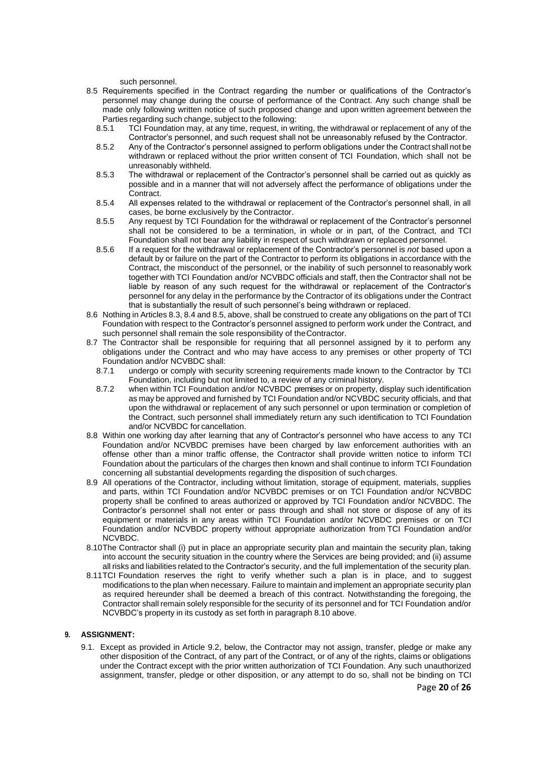such personnel.

8.5 Requirements specified in the Contract regarding the number or qualifications of the Contractor's personnel may change during the course of performance of the Contract. Any such change shall be made only following written notice of such proposed change and upon written agreement between the Parties regarding such change, subject to the following:

8.5.1 TCI Foundation may, at any time, request, in writing, the withdrawal or replacement of any of the Contractor's personnel, and such request shall not be unreasonably refused by the Contractor.

8.5.2 Any of the Contractor's personnel assigned to perform obligations under the Contract shall not be withdrawn or replaced without the prior written consent of TCI Foundation, which shall not be unreasonably withheld.

8.5.3 The withdrawal or replacement of the Contractor's personnel shall be carried out as quickly as possible and in a manner that will not adversely affect the performance of obligations under the Contract.

8.5.4 All expenses related to the withdrawal or replacement of the Contractor's personnel shall, in all cases, be borne exclusively by the Contractor.

8.5.5 Any request by TCI Foundation for the withdrawal or replacement of the Contractor's personnel shall not be considered to be a termination, in whole or in part, of the Contract, and TCI Foundation shall not bear any liability in respect of such withdrawn or replaced personnel.

8.5.6 If a request for the withdrawal or replacement of the Contractor's personnel is *not* based upon a default by or failure on the part of the Contractor to perform its obligations in accordance with the Contract, the misconduct of the personnel, or the inability of such personnel to reasonably work together with TCI Foundation and/or NCVBDC officials and staff, then the Contractor shall not be liable by reason of any such request for the withdrawal or replacement of the Contractor's personnel for any delay in the performance by the Contractor of its obligations under the Contract that is substantially the result of such personnel's being withdrawn or replaced.

8.6 Nothing in Articles 8.3, 8.4 and 8.5, above, shall be construed to create any obligations on the part of TCI Foundation with respect to the Contractor's personnel assigned to perform work under the Contract, and such personnel shall remain the sole responsibility of the Contractor.

8.7 The Contractor shall be responsible for requiring that all personnel assigned by it to perform any obligations under the Contract and who may have access to any premises or other property of TCI Foundation and/or NCVBDC shall:

8.7.1 undergo or comply with security screening requirements made known to the Contractor by TCI Foundation, including but not limited to, a review of any criminal history.

8.7.2 when within TCI Foundation and/or NCVBDC premises or on property, display such identification as may be approved and furnished by TCI Foundation and/or NCVBDC security officials, and that upon the withdrawal or replacement of any such personnel or upon termination or completion of the Contract, such personnel shall immediately return any such identification to TCI Foundation and/or NCVBDC for cancellation.

8.8 Within one working day after learning that any of Contractor's personnel who have access to any TCI Foundation and/or NCVBDC premises have been charged by law enforcement authorities with an offense other than a minor traffic offense, the Contractor shall provide written notice to inform TCI Foundation about the particulars of the charges then known and shall continue to inform TCI Foundation concerning all substantial developments regarding the disposition of such charges.

8.9 All operations of the Contractor, including without limitation, storage of equipment, materials, supplies and parts, within TCI Foundation and/or NCVBDC premises or on TCI Foundation and/or NCVBDC property shall be confined to areas authorized or approved by TCI Foundation and/or NCVBDC. The Contractor's personnel shall not enter or pass through and shall not store or dispose of any of its equipment or materials in any areas within TCI Foundation and/or NCVBDC premises or on TCI Foundation and/or NCVBDC property without appropriate authorization from TCI Foundation and/or NCVBDC.

8.10 The Contractor shall (i) put in place an appropriate security plan and maintain the security plan, taking into account the security situation in the country where the Services are being provided; and (ii) assume all risks and liabilities related to the Contractor's security, and the full implementation of the security plan.

8.11 TCI Foundation reserves the right to verify whether such a plan is in place, and to suggest modifications to the plan when necessary. Failure to maintain and implement an appropriate security plan as required hereunder shall be deemed a breach of this contract. Notwithstanding the foregoing, the Contractor shall remain solely responsible for the security of its personnel and for TCI Foundation and/or NCVBDC's property in its custody as set forth in paragraph 8.10 above.

**9. ASSIGNMENT:**

9.1. Except as provided in Article 9.2, below, the Contractor may not assign, transfer, pledge or make any other disposition of the Contract, of any part of the Contract, or of any of the rights, claims or obligations under the Contract except with the prior written authorization of TCI Foundation. Any such unauthorized assignment, transfer, pledge or other disposition, or any attempt to do so, shall not be binding on TCI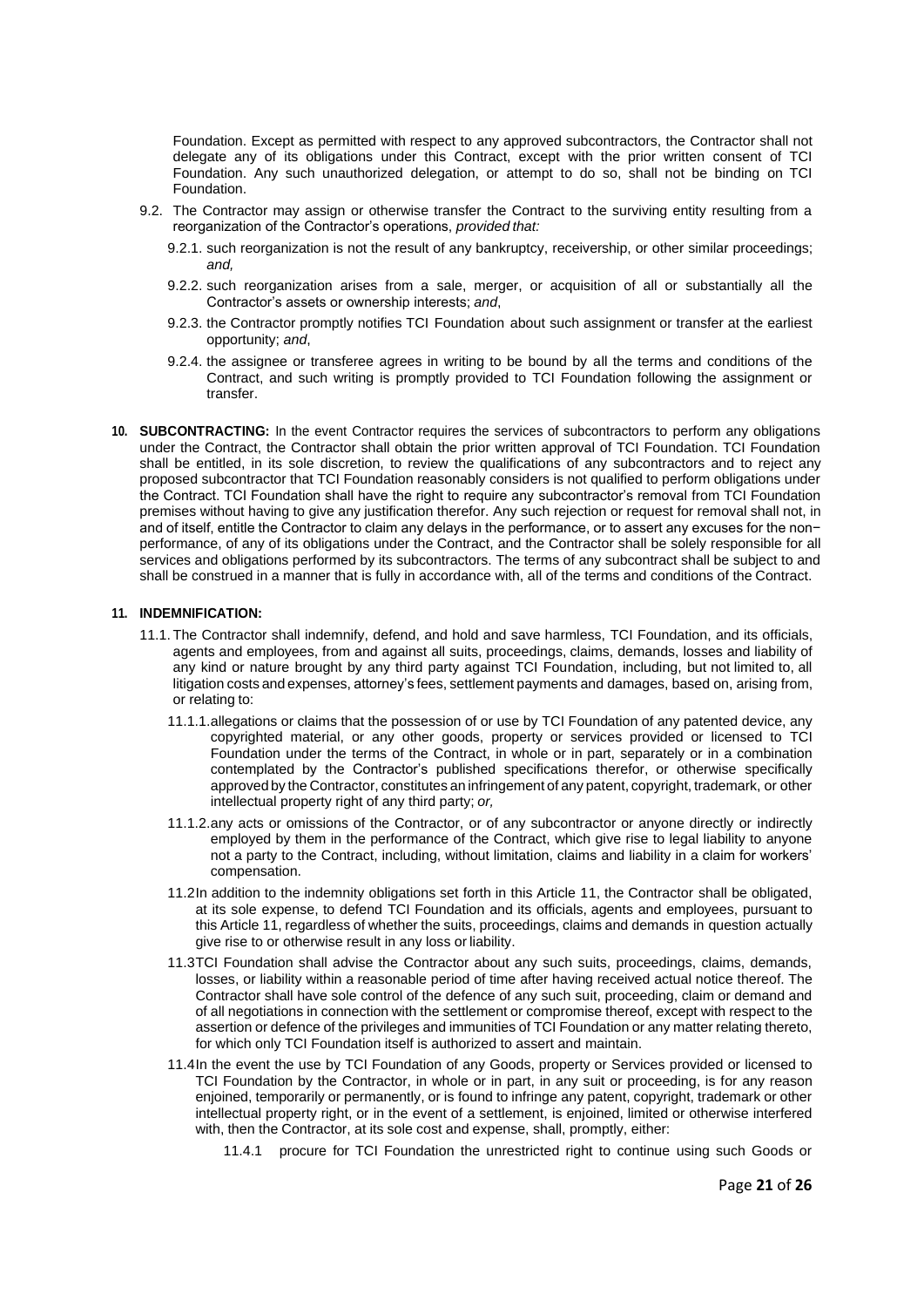Foundation. Except as permitted with respect to any approved subcontractors, the Contractor shall not delegate any of its obligations under this Contract, except with the prior written consent of TCI Foundation. Any such unauthorized delegation, or attempt to do so, shall not be binding on TCI Foundation.

9.2. The Contractor may assign or otherwise transfer the Contract to the surviving entity resulting from a reorganization of the Contractor's operations, *provided that:*

9.2.1. such reorganization is not the result of any bankruptcy, receivership, or other similar proceedings; *and,*

9.2.2. such reorganization arises from a sale, merger, or acquisition of all or substantially all the Contractor's assets or ownership interests; *and*,

9.2.3. the Contractor promptly notifies TCI Foundation about such assignment or transfer at the earliest opportunity; *and*,

9.2.4. the assignee or transferee agrees in writing to be bound by all the terms and conditions of the Contract, and such writing is promptly provided to TCI Foundation following the assignment or transfer.

**10. SUBCONTRACTING:** In the event Contractor requires the services of subcontractors to perform any obligations under the Contract, the Contractor shall obtain the prior written approval of TCI Foundation. TCI Foundation shall be entitled, in its sole discretion, to review the qualifications of any subcontractors and to reject any proposed subcontractor that TCI Foundation reasonably considers is not qualified to perform obligations under the Contract. TCI Foundation shall have the right to require any subcontractor's removal from TCI Foundation premises without having to give any justification therefor. Any such rejection or request for removal shall not, in and of itself, entitle the Contractor to claim any delays in the performance, or to assert any excuses for the non−performance, of any of its obligations under the Contract, and the Contractor shall be solely responsible for all services and obligations performed by its subcontractors. The terms of any subcontract shall be subject to and shall be construed in a manner that is fully in accordance with, all of the terms and conditions of the Contract.

**11. INDEMNIFICATION:**

11.1. The Contractor shall indemnify, defend, and hold and save harmless, TCI Foundation, and its officials, agents and employees, from and against all suits, proceedings, claims, demands, losses and liability of any kind or nature brought by any third party against TCI Foundation, including, but not limited to, all litigation costs and expenses, attorney's fees, settlement payments and damages, based on, arising from, or relating to:

11.1.1. allegations or claims that the possession of or use by TCI Foundation of any patented device, any copyrighted material, or any other goods, property or services provided or licensed to TCI Foundation under the terms of the Contract, in whole or in part, separately or in a combination contemplated by the Contractor's published specifications therefor, or otherwise specifically approved by the Contractor, constitutes an infringement of any patent, copyright, trademark, or other intellectual property right of any third party; *or,*

11.1.2. any acts or omissions of the Contractor, or of any subcontractor or anyone directly or indirectly employed by them in the performance of the Contract, which give rise to legal liability to anyone not a party to the Contract, including, without limitation, claims and liability in a claim for workers' compensation.

11.2 In addition to the indemnity obligations set forth in this Article 11, the Contractor shall be obligated, at its sole expense, to defend TCI Foundation and its officials, agents and employees, pursuant to this Article 11, regardless of whether the suits, proceedings, claims and demands in question actually give rise to or otherwise result in any loss or liability.

11.3 TCI Foundation shall advise the Contractor about any such suits, proceedings, claims, demands, losses, or liability within a reasonable period of time after having received actual notice thereof. The Contractor shall have sole control of the defence of any such suit, proceeding, claim or demand and of all negotiations in connection with the settlement or compromise thereof, except with respect to the assertion or defence of the privileges and immunities of TCI Foundation or any matter relating thereto, for which only TCI Foundation itself is authorized to assert and maintain.

11.4 In the event the use by TCI Foundation of any Goods, property or Services provided or licensed to TCI Foundation by the Contractor, in whole or in part, in any suit or proceeding, is for any reason enjoined, temporarily or permanently, or is found to infringe any patent, copyright, trademark or other intellectual property right, or in the event of a settlement, is enjoined, limited or otherwise interfered with, then the Contractor, at its sole cost and expense, shall, promptly, either:

11.4.1 procure for TCI Foundation the unrestricted right to continue using such Goods or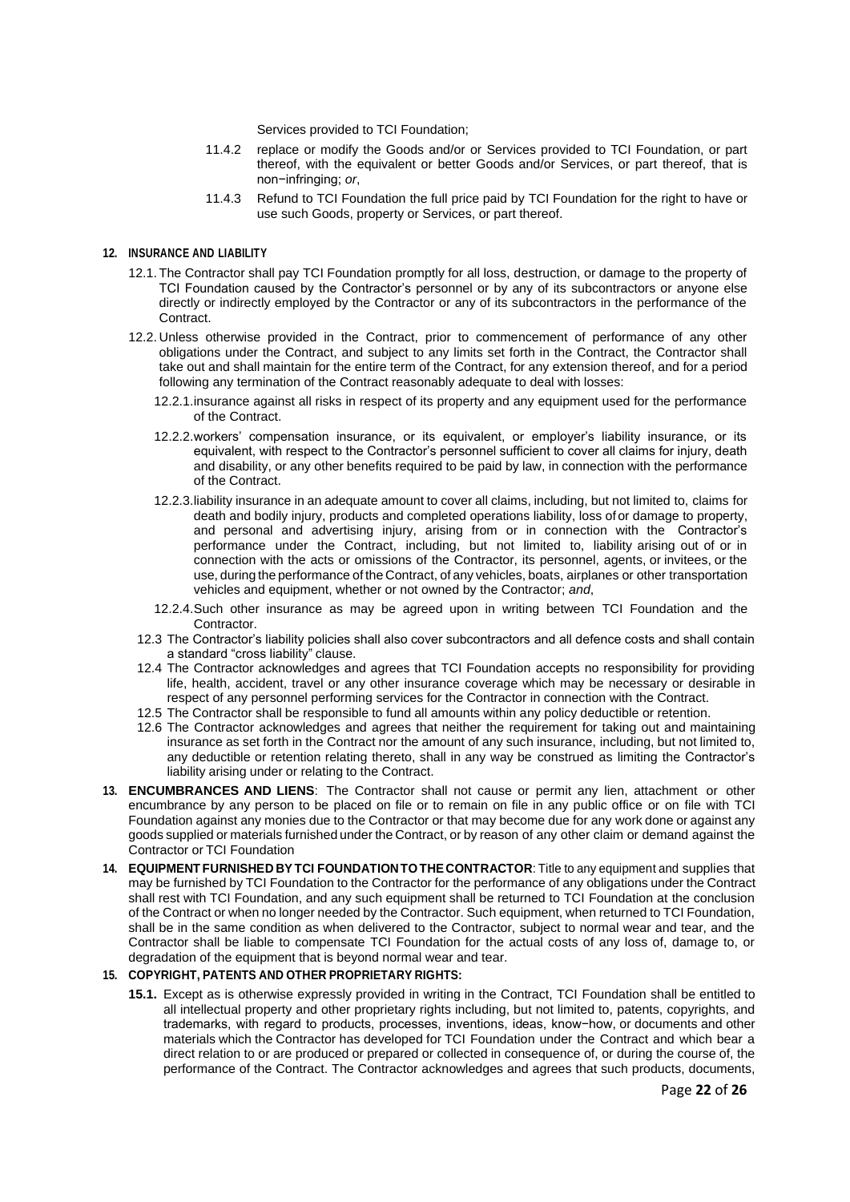Services provided to TCI Foundation;

11.4.2 replace or modify the Goods and/or or Services provided to TCI Foundation, or part thereof, with the equivalent or better Goods and/or Services, or part thereof, that is non−infringing; *or*,

11.4.3 Refund to TCI Foundation the full price paid by TCI Foundation for the right to have or use such Goods, property or Services, or part thereof.

**12. INSURANCE AND LIABILITY**

12.1. The Contractor shall pay TCI Foundation promptly for all loss, destruction, or damage to the property of TCI Foundation caused by the Contractor's personnel or by any of its subcontractors or anyone else directly or indirectly employed by the Contractor or any of its subcontractors in the performance of the Contract.

12.2. Unless otherwise provided in the Contract, prior to commencement of performance of any other obligations under the Contract, and subject to any limits set forth in the Contract, the Contractor shall take out and shall maintain for the entire term of the Contract, for any extension thereof, and for a period following any termination of the Contract reasonably adequate to deal with losses:

12.2.1. insurance against all risks in respect of its property and any equipment used for the performance of the Contract.

12.2.2. workers' compensation insurance, or its equivalent, or employer's liability insurance, or its equivalent, with respect to the Contractor's personnel sufficient to cover all claims for injury, death and disability, or any other benefits required to be paid by law, in connection with the performance of the Contract.

12.2.3. liability insurance in an adequate amount to cover all claims, including, but not limited to, claims for death and bodily injury, products and completed operations liability, loss of or damage to property, and personal and advertising injury, arising from or in connection with the Contractor's performance under the Contract, including, but not limited to, liability arising out of or in connection with the acts or omissions of the Contractor, its personnel, agents, or invitees, or the use, during the performance of the Contract, of any vehicles, boats, airplanes or other transportation vehicles and equipment, whether or not owned by the Contractor; *and*,

12.2.4. Such other insurance as may be agreed upon in writing between TCI Foundation and the Contractor.

12.3 The Contractor's liability policies shall also cover subcontractors and all defence costs and shall contain a standard "cross liability" clause.

12.4 The Contractor acknowledges and agrees that TCI Foundation accepts no responsibility for providing life, health, accident, travel or any other insurance coverage which may be necessary or desirable in respect of any personnel performing services for the Contractor in connection with the Contract.

12.5 The Contractor shall be responsible to fund all amounts within any policy deductible or retention.

12.6 The Contractor acknowledges and agrees that neither the requirement for taking out and maintaining insurance as set forth in the Contract nor the amount of any such insurance, including, but not limited to, any deductible or retention relating thereto, shall in any way be construed as limiting the Contractor's liability arising under or relating to the Contract.

**13. ENCUMBRANCES AND LIENS**: The Contractor shall not cause or permit any lien, attachment or other encumbrance by any person to be placed on file or to remain on file in any public office or on file with TCI Foundation against any monies due to the Contractor or that may become due for any work done or against any goods supplied or materials furnished under the Contract, or by reason of any other claim or demand against the Contractor or TCI Foundation

**14. EQUIPMENT FURNISHED BY TCI FOUNDATION TO THE CONTRACTOR**: Title to any equipment and supplies that may be furnished by TCI Foundation to the Contractor for the performance of any obligations under the Contract shall rest with TCI Foundation, and any such equipment shall be returned to TCI Foundation at the conclusion of the Contract or when no longer needed by the Contractor. Such equipment, when returned to TCI Foundation, shall be in the same condition as when delivered to the Contractor, subject to normal wear and tear, and the Contractor shall be liable to compensate TCI Foundation for the actual costs of any loss of, damage to, or degradation of the equipment that is beyond normal wear and tear.

**15. COPYRIGHT, PATENTS AND OTHER PROPRIETARY RIGHTS:**

**15.1.** Except as is otherwise expressly provided in writing in the Contract, TCI Foundation shall be entitled to all intellectual property and other proprietary rights including, but not limited to, patents, copyrights, and trademarks, with regard to products, processes, inventions, ideas, know−how, or documents and other materials which the Contractor has developed for TCI Foundation under the Contract and which bear a direct relation to or are produced or prepared or collected in consequence of, or during the course of, the performance of the Contract. The Contractor acknowledges and agrees that such products, documents,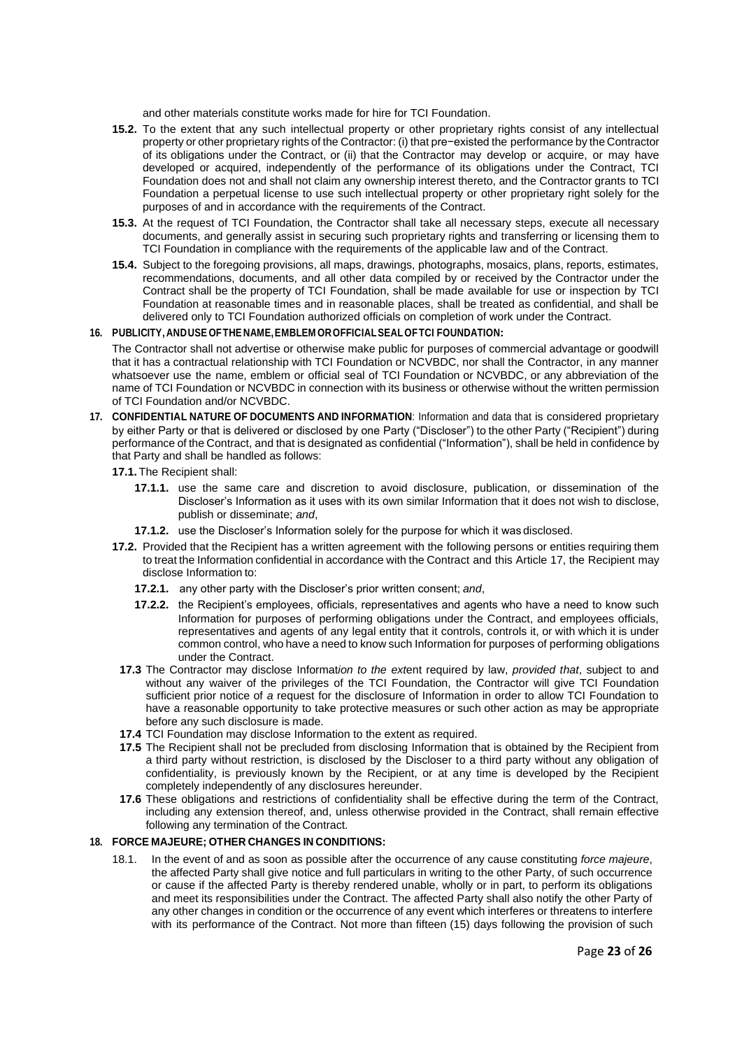and other materials constitute works made for hire for TCI Foundation.

**15.2.** To the extent that any such intellectual property or other proprietary rights consist of any intellectual property or other proprietary rights of the Contractor: (i) that pre−existed the performance by the Contractor of its obligations under the Contract, or (ii) that the Contractor may develop or acquire, or may have developed or acquired, independently of the performance of its obligations under the Contract, TCI Foundation does not and shall not claim any ownership interest thereto, and the Contractor grants to TCI Foundation a perpetual license to use such intellectual property or other proprietary right solely for the purposes of and in accordance with the requirements of the Contract.

**15.3.** At the request of TCI Foundation, the Contractor shall take all necessary steps, execute all necessary documents, and generally assist in securing such proprietary rights and transferring or licensing them to TCI Foundation in compliance with the requirements of the applicable law and of the Contract.

**15.4.** Subject to the foregoing provisions, all maps, drawings, photographs, mosaics, plans, reports, estimates, recommendations, documents, and all other data compiled by or received by the Contractor under the Contract shall be the property of TCI Foundation, shall be made available for use or inspection by TCI Foundation at reasonable times and in reasonable places, shall be treated as confidential, and shall be delivered only to TCI Foundation authorized officials on completion of work under the Contract.

**16. PUBLICITY, AND USE OF THE NAME, EMBLEM OR OFFICIAL SEAL OF TCI FOUNDATION:**

The Contractor shall not advertise or otherwise make public for purposes of commercial advantage or goodwill that it has a contractual relationship with TCI Foundation or NCVBDC, nor shall the Contractor, in any manner whatsoever use the name, emblem or official seal of TCI Foundation or NCVBDC, or any abbreviation of the name of TCI Foundation or NCVBDC in connection with its business or otherwise without the written permission of TCI Foundation and/or NCVBDC.

**17. CONFIDENTIAL NATURE OF DOCUMENTS AND INFORMATION**: Information and data that is considered proprietary by either Party or that is delivered or disclosed by one Party ("Discloser") to the other Party ("Recipient") during performance of the Contract, and that is designated as confidential ("Information"), shall be held in confidence by that Party and shall be handled as follows:

**17.1.** The Recipient shall:

- **17.1.1.** use the same care and discretion to avoid disclosure, publication, or dissemination of the Discloser's Information as it uses with its own similar Information that it does not wish to disclose, publish or disseminate; *and*,
- **17.1.2.** use the Discloser's Information solely for the purpose for which it was disclosed.

**17.2.** Provided that the Recipient has a written agreement with the following persons or entities requiring them to treat the Information confidential in accordance with the Contract and this Article 17, the Recipient may disclose Information to:

- **17.2.1.** any other party with the Discloser's prior written consent; *and*,
- **17.2.2.** the Recipient's employees, officials, representatives and agents who have a need to know such Information for purposes of performing obligations under the Contract, and employees officials, representatives and agents of any legal entity that it controls, controls it, or with which it is under common control, who have a need to know such Information for purposes of performing obligations under the Contract.

**17.3** The Contractor may disclose Informat*ion to the ext*ent required by law, *provided that*, subject to and without any waiver of the privileges of the TCI Foundation, the Contractor will give TCI Foundation sufficient prior notice of *a* request for the disclosure of Information in order to allow TCI Foundation to have a reasonable opportunity to take protective measures or such other action as may be appropriate before any such disclosure is made.

**17.4** TCI Foundation may disclose Information to the extent as required.

**17.5** The Recipient shall not be precluded from disclosing Information that is obtained by the Recipient from a third party without restriction, is disclosed by the Discloser to a third party without any obligation of confidentiality, is previously known by the Recipient, or at any time is developed by the Recipient completely independently of any disclosures hereunder.

**17.6** These obligations and restrictions of confidentiality shall be effective during the term of the Contract, including any extension thereof, and, unless otherwise provided in the Contract, shall remain effective following any termination of the Contract.

**18. FORCE MAJEURE; OTHER CHANGES IN CONDITIONS:**

18.1. In the event of and as soon as possible after the occurrence of any cause constituting *force majeure*, the affected Party shall give notice and full particulars in writing to the other Party, of such occurrence or cause if the affected Party is thereby rendered unable, wholly or in part, to perform its obligations and meet its responsibilities under the Contract. The affected Party shall also notify the other Party of any other changes in condition or the occurrence of any event which interferes or threatens to interfere with its performance of the Contract. Not more than fifteen (15) days following the provision of such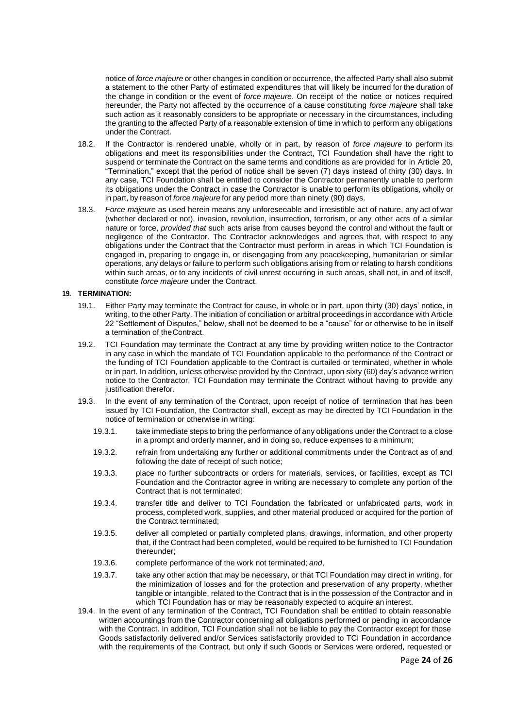notice of *force majeure* or other changes in condition or occurrence, the affected Party shall also submit a statement to the other Party of estimated expenditures that will likely be incurred for the duration of the change in condition or the event of *force majeure*. On receipt of the notice or notices required hereunder, the Party not affected by the occurrence of a cause constituting *force majeure* shall take such action as it reasonably considers to be appropriate or necessary in the circumstances, including the granting to the affected Party of a reasonable extension of time in which to perform any obligations under the Contract.

18.2. If the Contractor is rendered unable, wholly or in part, by reason of *force majeure* to perform its obligations and meet its responsibilities under the Contract, TCI Foundation shall have the right to suspend or terminate the Contract on the same terms and conditions as are provided for in Article 20, "Termination," except that the period of notice shall be seven (7) days instead of thirty (30) days. In any case, TCI Foundation shall be entitled to consider the Contractor permanently unable to perform its obligations under the Contract in case the Contractor is unable to perform its obligations, wholly or in part, by reason of *force majeure* for any period more than ninety (90) days.

18.3. *Force majeure* as used herein means any unforeseeable and irresistible act of nature, any act of war (whether declared or not), invasion, revolution, insurrection, terrorism, or any other acts of a similar nature or force, *provided that* such acts arise from causes beyond the control and without the fault or negligence of the Contractor. The Contractor acknowledges and agrees that, with respect to any obligations under the Contract that the Contractor must perform in areas in which TCI Foundation is engaged in, preparing to engage in, or disengaging from any peacekeeping, humanitarian or similar operations, any delays or failure to perform such obligations arising from or relating to harsh conditions within such areas, or to any incidents of civil unrest occurring in such areas, shall not, in and of itself, constitute *force majeure* under the Contract.

**19. TERMINATION:**

19.1. Either Party may terminate the Contract for cause, in whole or in part, upon thirty (30) days' notice, in writing, to the other Party. The initiation of conciliation or arbitral proceedings in accordance with Article 22 "Settlement of Disputes," below, shall not be deemed to be a "cause" for or otherwise to be in itself a termination of the Contract.

19.2. TCI Foundation may terminate the Contract at any time by providing written notice to the Contractor in any case in which the mandate of TCI Foundation applicable to the performance of the Contract or the funding of TCI Foundation applicable to the Contract is curtailed or terminated, whether in whole or in part. In addition, unless otherwise provided by the Contract, upon sixty (60) day's advance written notice to the Contractor, TCI Foundation may terminate the Contract without having to provide any justification therefor.

19.3. In the event of any termination of the Contract, upon receipt of notice of termination that has been issued by TCI Foundation, the Contractor shall, except as may be directed by TCI Foundation in the notice of termination or otherwise in writing:

19.3.1. take immediate steps to bring the performance of any obligations under the Contract to a close in a prompt and orderly manner, and in doing so, reduce expenses to a minimum;

19.3.2. refrain from undertaking any further or additional commitments under the Contract as of and following the date of receipt of such notice;

19.3.3. place no further subcontracts or orders for materials, services, or facilities, except as TCI Foundation and the Contractor agree in writing are necessary to complete any portion of the Contract that is not terminated;

19.3.4. transfer title and deliver to TCI Foundation the fabricated or unfabricated parts, work in process, completed work, supplies, and other material produced or acquired for the portion of the Contract terminated;

19.3.5. deliver all completed or partially completed plans, drawings, information, and other property that, if the Contract had been completed, would be required to be furnished to TCI Foundation thereunder;

19.3.6. complete performance of the work not terminated; *and*,

19.3.7. take any other action that may be necessary, or that TCI Foundation may direct in writing, for the minimization of losses and for the protection and preservation of any property, whether tangible or intangible, related to the Contract that is in the possession of the Contractor and in which TCI Foundation has or may be reasonably expected to acquire an interest.

19.4. In the event of any termination of the Contract, TCI Foundation shall be entitled to obtain reasonable written accountings from the Contractor concerning all obligations performed or pending in accordance with the Contract. In addition, TCI Foundation shall not be liable to pay the Contractor except for those Goods satisfactorily delivered and/or Services satisfactorily provided to TCI Foundation in accordance with the requirements of the Contract, but only if such Goods or Services were ordered, requested or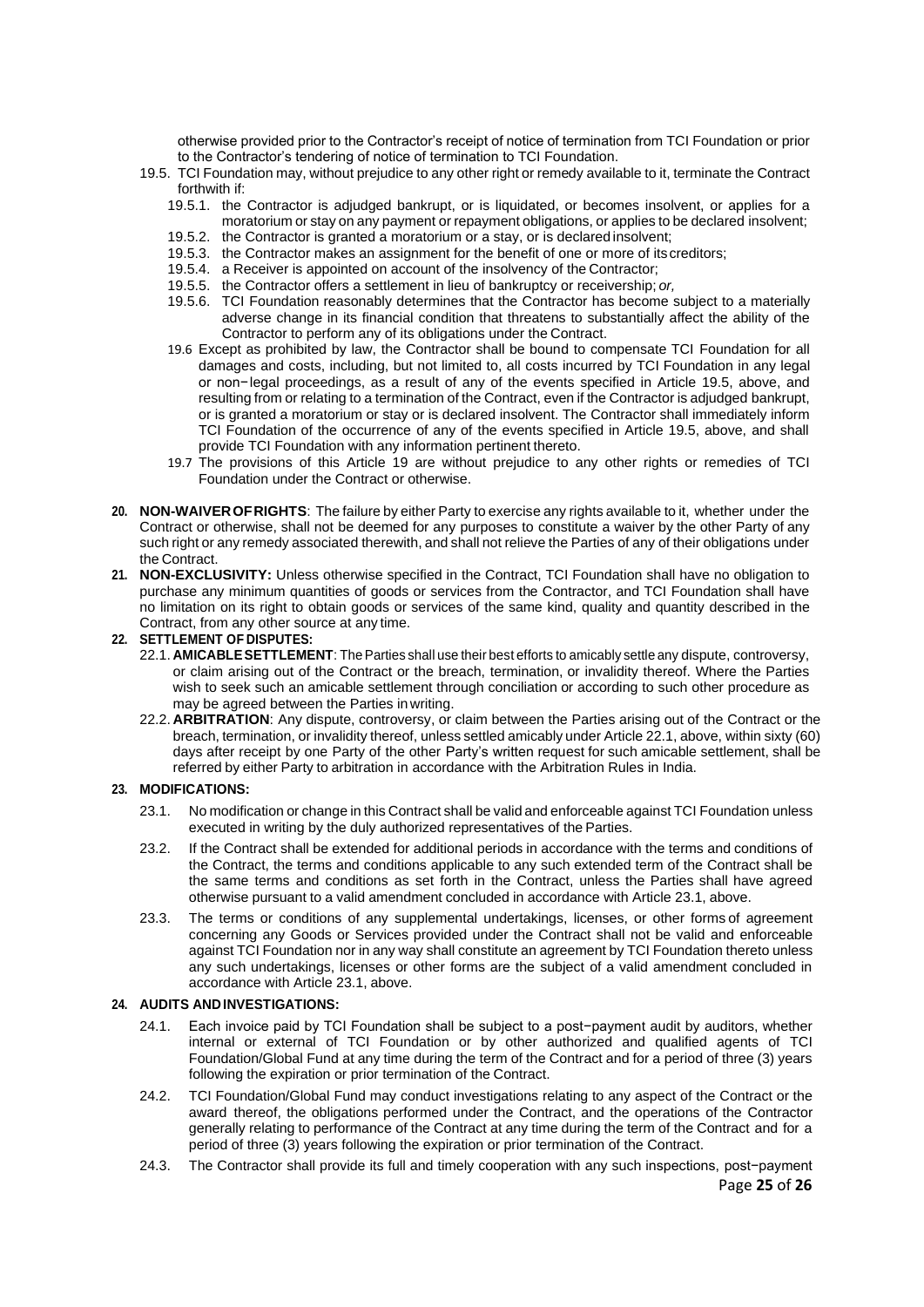otherwise provided prior to the Contractor's receipt of notice of termination from TCI Foundation or prior to the Contractor's tendering of notice of termination to TCI Foundation.

19.5. TCI Foundation may, without prejudice to any other right or remedy available to it, terminate the Contract forthwith if:

19.5.1. the Contractor is adjudged bankrupt, or is liquidated, or becomes insolvent, or applies for a moratorium or stay on any payment or repayment obligations, or applies to be declared insolvent;

19.5.2. the Contractor is granted a moratorium or a stay, or is declared insolvent;

19.5.3. the Contractor makes an assignment for the benefit of one or more of its creditors;

19.5.4. a Receiver is appointed on account of the insolvency of the Contractor;

19.5.5. the Contractor offers a settlement in lieu of bankruptcy or receivership; *or,*

19.5.6. TCI Foundation reasonably determines that the Contractor has become subject to a materially adverse change in its financial condition that threatens to substantially affect the ability of the Contractor to perform any of its obligations under the Contract.

19.6 Except as prohibited by law, the Contractor shall be bound to compensate TCI Foundation for all damages and costs, including, but not limited to, all costs incurred by TCI Foundation in any legal or non−legal proceedings, as a result of any of the events specified in Article 19.5, above, and resulting from or relating to a termination of the Contract, even if the Contractor is adjudged bankrupt, or is granted a moratorium or stay or is declared insolvent. The Contractor shall immediately inform TCI Foundation of the occurrence of any of the events specified in Article 19.5, above, and shall provide TCI Foundation with any information pertinent thereto.

19.7 The provisions of this Article 19 are without prejudice to any other rights or remedies of TCI Foundation under the Contract or otherwise.

**20. NON-WAIVER OF RIGHTS**: The failure by either Party to exercise any rights available to it, whether under the Contract or otherwise, shall not be deemed for any purposes to constitute a waiver by the other Party of any such right or any remedy associated therewith, and shall not relieve the Parties of any of their obligations under the Contract.

**21. NON-EXCLUSIVITY:** Unless otherwise specified in the Contract, TCI Foundation shall have no obligation to purchase any minimum quantities of goods or services from the Contractor, and TCI Foundation shall have no limitation on its right to obtain goods or services of the same kind, quality and quantity described in the Contract, from any other source at any time.

**22. SETTLEMENT OF DISPUTES:**

22.1. **AMICABLE SETTLEMENT**: The Parties shall use their best efforts to amicably settle any dispute, controversy, or claim arising out of the Contract or the breach, termination, or invalidity thereof. Where the Parties wish to seek such an amicable settlement through conciliation or according to such other procedure as may be agreed between the Parties in writing.

22.2. **ARBITRATION**: Any dispute, controversy, or claim between the Parties arising out of the Contract or the breach, termination, or invalidity thereof, unless settled amicably under Article 22.1, above, within sixty (60) days after receipt by one Party of the other Party's written request for such amicable settlement, shall be referred by either Party to arbitration in accordance with the Arbitration Rules in India.

**23. MODIFICATIONS:**

23.1. No modification or change in this Contract shall be valid and enforceable against TCI Foundation unless executed in writing by the duly authorized representatives of the Parties.

23.2. If the Contract shall be extended for additional periods in accordance with the terms and conditions of the Contract, the terms and conditions applicable to any such extended term of the Contract shall be the same terms and conditions as set forth in the Contract, unless the Parties shall have agreed otherwise pursuant to a valid amendment concluded in accordance with Article 23.1, above.

23.3. The terms or conditions of any supplemental undertakings, licenses, or other forms of agreement concerning any Goods or Services provided under the Contract shall not be valid and enforceable against TCI Foundation nor in any way shall constitute an agreement by TCI Foundation thereto unless any such undertakings, licenses or other forms are the subject of a valid amendment concluded in accordance with Article 23.1, above.

**24. AUDITS AND INVESTIGATIONS:**

24.1. Each invoice paid by TCI Foundation shall be subject to a post−payment audit by auditors, whether internal or external of TCI Foundation or by other authorized and qualified agents of TCI Foundation/Global Fund at any time during the term of the Contract and for a period of three (3) years following the expiration or prior termination of the Contract.

24.2. TCI Foundation/Global Fund may conduct investigations relating to any aspect of the Contract or the award thereof, the obligations performed under the Contract, and the operations of the Contractor generally relating to performance of the Contract at any time during the term of the Contract and for a period of three (3) years following the expiration or prior termination of the Contract.

24.3. The Contractor shall provide its full and timely cooperation with any such inspections, post−payment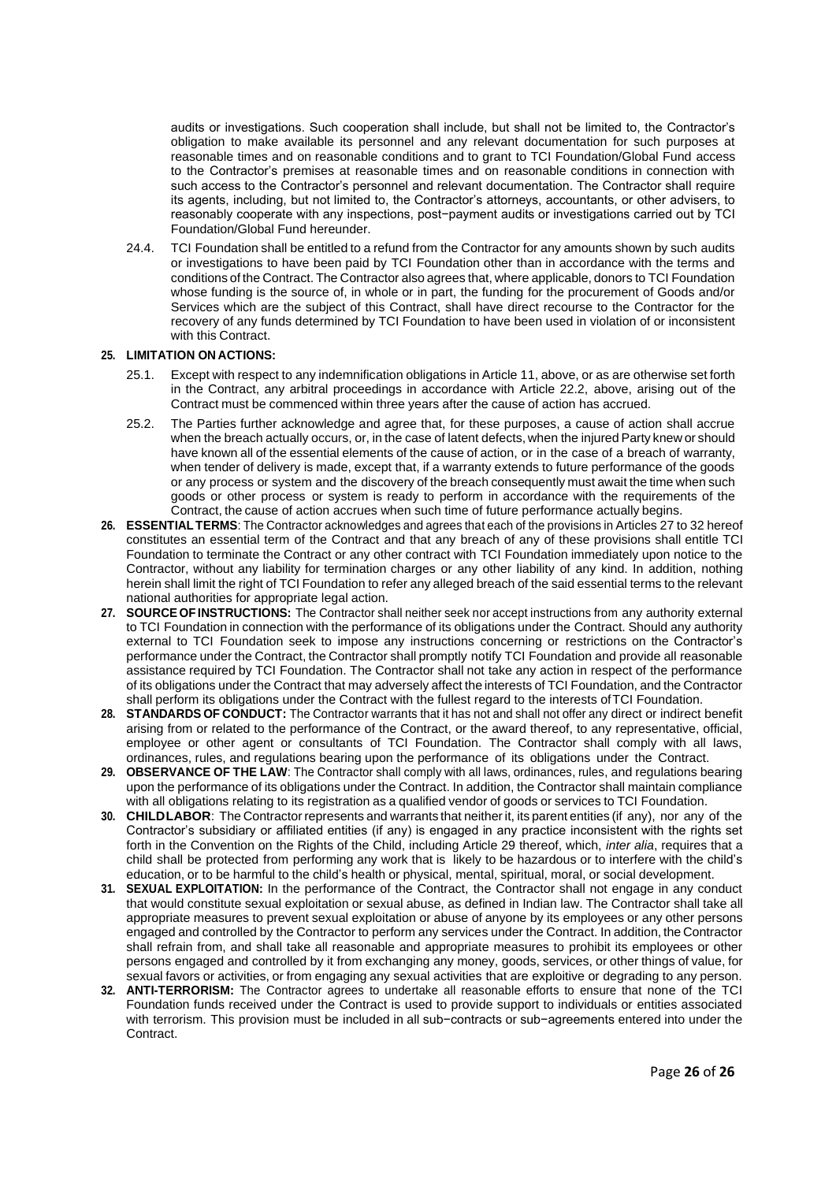audits or investigations. Such cooperation shall include, but shall not be limited to, the Contractor's obligation to make available its personnel and any relevant documentation for such purposes at reasonable times and on reasonable conditions and to grant to TCI Foundation/Global Fund access to the Contractor's premises at reasonable times and on reasonable conditions in connection with such access to the Contractor's personnel and relevant documentation. The Contractor shall require its agents, including, but not limited to, the Contractor's attorneys, accountants, or other advisers, to reasonably cooperate with any inspections, post−payment audits or investigations carried out by TCI Foundation/Global Fund hereunder.

24.4. TCI Foundation shall be entitled to a refund from the Contractor for any amounts shown by such audits or investigations to have been paid by TCI Foundation other than in accordance with the terms and conditions of the Contract. The Contractor also agrees that, where applicable, donors to TCI Foundation whose funding is the source of, in whole or in part, the funding for the procurement of Goods and/or Services which are the subject of this Contract, shall have direct recourse to the Contractor for the recovery of any funds determined by TCI Foundation to have been used in violation of or inconsistent with this Contract.

**25. LIMITATION ON ACTIONS:**

25.1. Except with respect to any indemnification obligations in Article 11, above, or as are otherwise set forth in the Contract, any arbitral proceedings in accordance with Article 22.2, above, arising out of the Contract must be commenced within three years after the cause of action has accrued.

25.2. The Parties further acknowledge and agree that, for these purposes, a cause of action shall accrue when the breach actually occurs, or, in the case of latent defects, when the injured Party knew or should have known all of the essential elements of the cause of action, or in the case of a breach of warranty, when tender of delivery is made, except that, if a warranty extends to future performance of the goods or any process or system and the discovery of the breach consequently must await the time when such goods or other process or system is ready to perform in accordance with the requirements of the Contract, the cause of action accrues when such time of future performance actually begins.

**26. ESSENTIAL TERMS**: The Contractor acknowledges and agrees that each of the provisions in Articles 27 to 32 hereof constitutes an essential term of the Contract and that any breach of any of these provisions shall entitle TCI Foundation to terminate the Contract or any other contract with TCI Foundation immediately upon notice to the Contractor, without any liability for termination charges or any other liability of any kind. In addition, nothing herein shall limit the right of TCI Foundation to refer any alleged breach of the said essential terms to the relevant national authorities for appropriate legal action.

**27. SOURCE OF INSTRUCTIONS:** The Contractor shall neither seek nor accept instructions from any authority external to TCI Foundation in connection with the performance of its obligations under the Contract. Should any authority external to TCI Foundation seek to impose any instructions concerning or restrictions on the Contractor's performance under the Contract, the Contractor shall promptly notify TCI Foundation and provide all reasonable assistance required by TCI Foundation. The Contractor shall not take any action in respect of the performance of its obligations under the Contract that may adversely affect the interests of TCI Foundation, and the Contractor shall perform its obligations under the Contract with the fullest regard to the interests of TCI Foundation.

**28. STANDARDS OF CONDUCT:** The Contractor warrants that it has not and shall not offer any direct or indirect benefit arising from or related to the performance of the Contract, or the award thereof, to any representative, official, employee or other agent or consultants of TCI Foundation. The Contractor shall comply with all laws, ordinances, rules, and regulations bearing upon the performance of its obligations under the Contract.

**29. OBSERVANCE OF THE LAW**: The Contractor shall comply with all laws, ordinances, rules, and regulations bearing upon the performance of its obligations under the Contract. In addition, the Contractor shall maintain compliance with all obligations relating to its registration as a qualified vendor of goods or services to TCI Foundation.

**30. CHILD LABOR**: The Contractor represents and warrants that neither it, its parent entities (if any), nor any of the Contractor's subsidiary or affiliated entities (if any) is engaged in any practice inconsistent with the rights set forth in the Convention on the Rights of the Child, including Article 29 thereof, which, *inter alia*, requires that a child shall be protected from performing any work that is likely to be hazardous or to interfere with the child's education, or to be harmful to the child's health or physical, mental, spiritual, moral, or social development.

**31. SEXUAL EXPLOITATION:** In the performance of the Contract, the Contractor shall not engage in any conduct that would constitute sexual exploitation or sexual abuse, as defined in Indian law. The Contractor shall take all appropriate measures to prevent sexual exploitation or abuse of anyone by its employees or any other persons engaged and controlled by the Contractor to perform any services under the Contract. In addition, the Contractor shall refrain from, and shall take all reasonable and appropriate measures to prohibit its employees or other persons engaged and controlled by it from exchanging any money, goods, services, or other things of value, for sexual favors or activities, or from engaging any sexual activities that are exploitive or degrading to any person.

**32. ANTI-TERRORISM:** The Contractor agrees to undertake all reasonable efforts to ensure that none of the TCI Foundation funds received under the Contract is used to provide support to individuals or entities associated with terrorism. This provision must be included in all sub−contracts or sub−agreements entered into under the Contract.